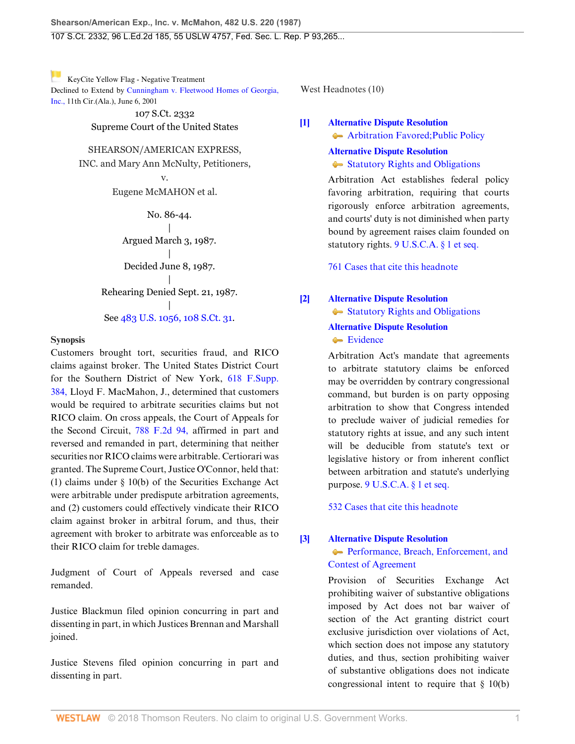KeyCite Yellow Flag - Negative Treatment
Declined to Extend by Cunningham v. Fleetwood Homes of Georgia, Inc., 11th Cir.(Ala.), June 6, 2001

107 S.Ct. 2332
Supreme Court of the United States

SHEARSON/AMERICAN EXPRESS, INC. and Mary Ann McNulty, Petitioners,
v.
Eugene McMAHON et al.

No. 86-44.
|
Argued March 3, 1987.
|
Decided June 8, 1987.
|
Rehearing Denied Sept. 21, 1987.
|
See 483 U.S. 1056, 108 S.Ct. 31.

**Synopsis**

Customers brought tort, securities fraud, and RICO claims against broker. The United States District Court for the Southern District of New York, 618 F.Supp. 384, Lloyd F. MacMahon, J., determined that customers would be required to arbitrate securities claims but not RICO claim. On cross appeals, the Court of Appeals for the Second Circuit, 788 F.2d 94, affirmed in part and reversed and remanded in part, determining that neither securities nor RICO claims were arbitrable. Certiorari was granted. The Supreme Court, Justice O'Connor, held that: (1) claims under § 10(b) of the Securities Exchange Act were arbitrable under predispute arbitration agreements, and (2) customers could effectively vindicate their RICO claim against broker in arbitral forum, and thus, their agreement with broker to arbitrate was enforceable as to their RICO claim for treble damages.

Judgment of Court of Appeals reversed and case remanded.

Justice Blackmun filed opinion concurring in part and dissenting in part, in which Justices Brennan and Marshall joined.

Justice Stevens filed opinion concurring in part and dissenting in part.

West Headnotes (10)

[1] **Alternative Dispute Resolution**
Arbitration Favored;Public Policy
**Alternative Dispute Resolution**
Statutory Rights and Obligations

Arbitration Act establishes federal policy favoring arbitration, requiring that courts rigorously enforce arbitration agreements, and courts' duty is not diminished when party bound by agreement raises claim founded on statutory rights. 9 U.S.C.A. § 1 et seq.

761 Cases that cite this headnote

[2] **Alternative Dispute Resolution**
Statutory Rights and Obligations
**Alternative Dispute Resolution**
Evidence

Arbitration Act's mandate that agreements to arbitrate statutory claims be enforced may be overridden by contrary congressional command, but burden is on party opposing arbitration to show that Congress intended to preclude waiver of judicial remedies for statutory rights at issue, and any such intent will be deducible from statute's text or legislative history or from inherent conflict between arbitration and statute's underlying purpose. 9 U.S.C.A. § 1 et seq.

532 Cases that cite this headnote

[3] **Alternative Dispute Resolution**
Performance, Breach, Enforcement, and Contest of Agreement

Provision of Securities Exchange Act prohibiting waiver of substantive obligations imposed by Act does not bar waiver of section of the Act granting district court exclusive jurisdiction over violations of Act, which section does not impose any statutory duties, and thus, section prohibiting waiver of substantive obligations does not indicate congressional intent to require that § 10(b)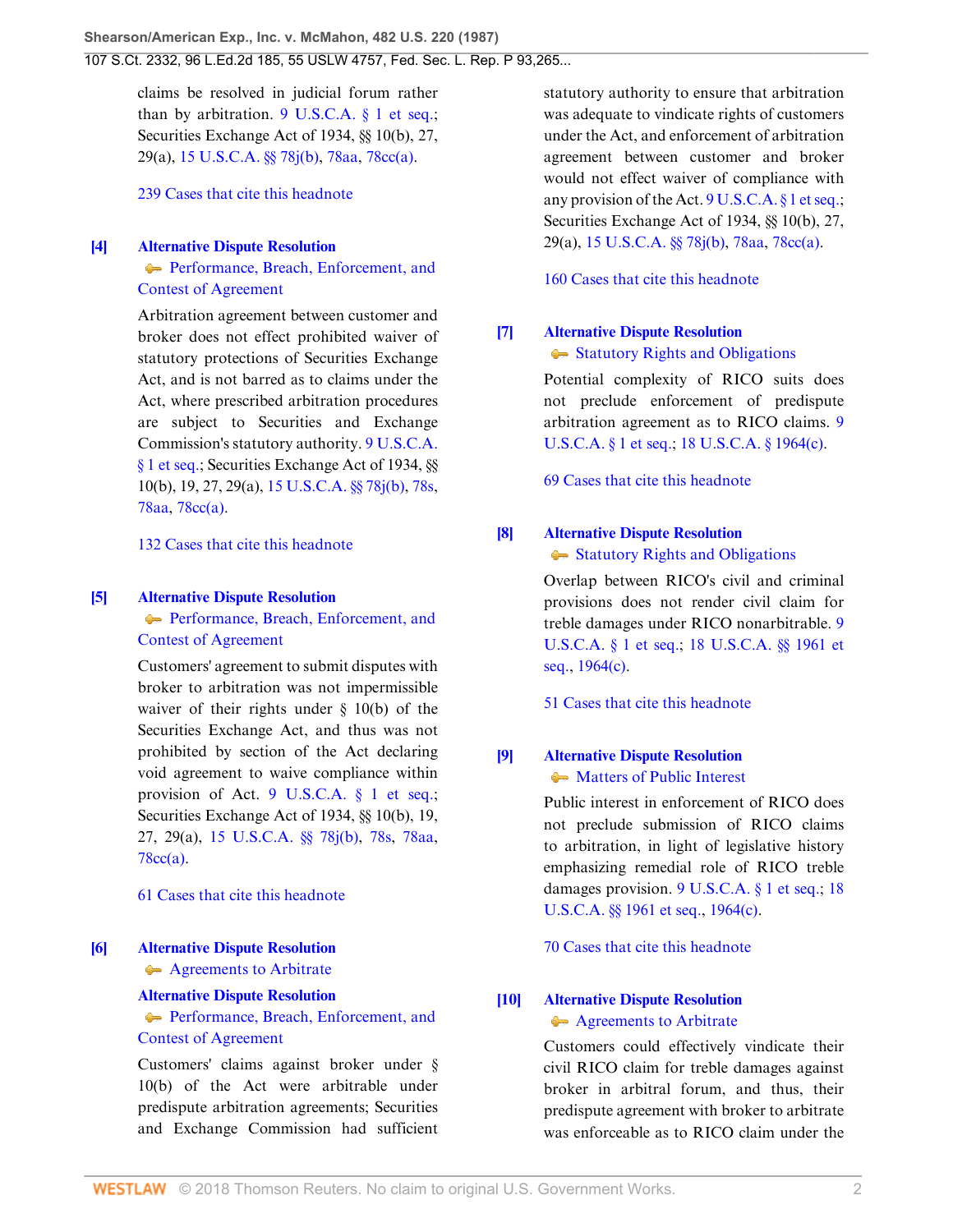claims be resolved in judicial forum rather than by arbitration. 9 U.S.C.A. § 1 et seq.; Securities Exchange Act of 1934, §§ 10(b), 27, 29(a), 15 U.S.C.A. §§ 78j(b), 78aa, 78cc(a).

239 Cases that cite this headnote

**[4] Alternative Dispute Resolution**
Performance, Breach, Enforcement, and Contest of Agreement

Arbitration agreement between customer and broker does not effect prohibited waiver of statutory protections of Securities Exchange Act, and is not barred as to claims under the Act, where prescribed arbitration procedures are subject to Securities and Exchange Commission's statutory authority. 9 U.S.C.A. § 1 et seq.; Securities Exchange Act of 1934, §§ 10(b), 19, 27, 29(a), 15 U.S.C.A. §§ 78j(b), 78s, 78aa, 78cc(a).

132 Cases that cite this headnote

**[5] Alternative Dispute Resolution**
Performance, Breach, Enforcement, and Contest of Agreement

Customers' agreement to submit disputes with broker to arbitration was not impermissible waiver of their rights under § 10(b) of the Securities Exchange Act, and thus was not prohibited by section of the Act declaring void agreement to waive compliance within provision of Act. 9 U.S.C.A. § 1 et seq.; Securities Exchange Act of 1934, §§ 10(b), 19, 27, 29(a), 15 U.S.C.A. §§ 78j(b), 78s, 78aa, 78cc(a).

61 Cases that cite this headnote

**[6] Alternative Dispute Resolution**
Agreements to Arbitrate

**Alternative Dispute Resolution**
Performance, Breach, Enforcement, and Contest of Agreement

Customers' claims against broker under § 10(b) of the Act were arbitrable under predispute arbitration agreements; Securities and Exchange Commission had sufficient statutory authority to ensure that arbitration was adequate to vindicate rights of customers under the Act, and enforcement of arbitration agreement between customer and broker would not effect waiver of compliance with any provision of the Act. 9 U.S.C.A. § 1 et seq.; Securities Exchange Act of 1934, §§ 10(b), 27, 29(a), 15 U.S.C.A. §§ 78j(b), 78aa, 78cc(a).

160 Cases that cite this headnote

**[7] Alternative Dispute Resolution**
Statutory Rights and Obligations

Potential complexity of RICO suits does not preclude enforcement of predispute arbitration agreement as to RICO claims. 9 U.S.C.A. § 1 et seq.; 18 U.S.C.A. § 1964(c).

69 Cases that cite this headnote

**[8] Alternative Dispute Resolution**
Statutory Rights and Obligations

Overlap between RICO's civil and criminal provisions does not render civil claim for treble damages under RICO nonarbitrable. 9 U.S.C.A. § 1 et seq.; 18 U.S.C.A. §§ 1961 et seq., 1964(c).

51 Cases that cite this headnote

**[9] Alternative Dispute Resolution**
Matters of Public Interest

Public interest in enforcement of RICO does not preclude submission of RICO claims to arbitration, in light of legislative history emphasizing remedial role of RICO treble damages provision. 9 U.S.C.A. § 1 et seq.; 18 U.S.C.A. §§ 1961 et seq., 1964(c).

70 Cases that cite this headnote

**[10] Alternative Dispute Resolution**
Agreements to Arbitrate

Customers could effectively vindicate their civil RICO claim for treble damages against broker in arbitral forum, and thus, their predispute agreement with broker to arbitrate was enforceable as to RICO claim under the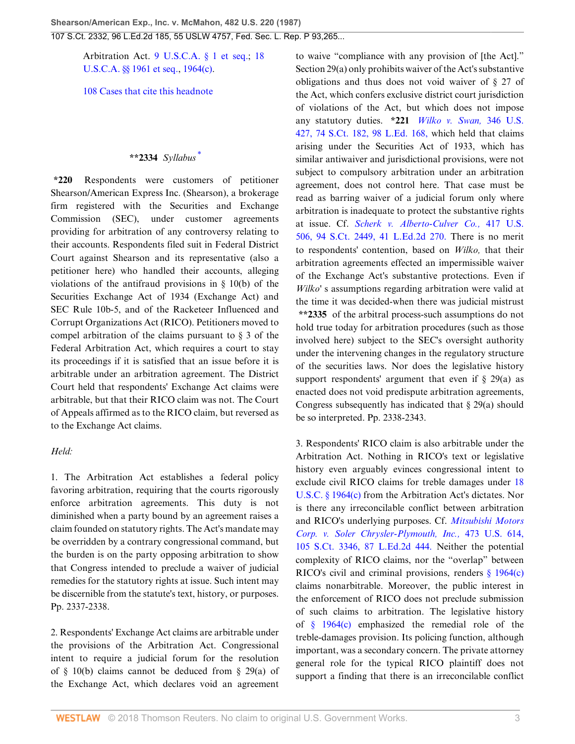Arbitration Act. 9 U.S.C.A. § 1 et seq.; 18 U.S.C.A. §§ 1961 et seq., 1964(c).

108 Cases that cite this headnote

**2334 *Syllabus* [*]

*220 Respondents were customers of petitioner Shearson/American Express Inc. (Shearson), a brokerage firm registered with the Securities and Exchange Commission (SEC), under customer agreements providing for arbitration of any controversy relating to their accounts. Respondents filed suit in Federal District Court against Shearson and its representative (also a petitioner here) who handled their accounts, alleging violations of the antifraud provisions in § 10(b) of the Securities Exchange Act of 1934 (Exchange Act) and SEC Rule 10b-5, and of the Racketeer Influenced and Corrupt Organizations Act (RICO). Petitioners moved to compel arbitration of the claims pursuant to § 3 of the Federal Arbitration Act, which requires a court to stay its proceedings if it is satisfied that an issue before it is arbitrable under an arbitration agreement. The District Court held that respondents' Exchange Act claims were arbitrable, but that their RICO claim was not. The Court of Appeals affirmed as to the RICO claim, but reversed as to the Exchange Act claims.

*Held:*

1. The Arbitration Act establishes a federal policy favoring arbitration, requiring that the courts rigorously enforce arbitration agreements. This duty is not diminished when a party bound by an agreement raises a claim founded on statutory rights. The Act's mandate may be overridden by a contrary congressional command, but the burden is on the party opposing arbitration to show that Congress intended to preclude a waiver of judicial remedies for the statutory rights at issue. Such intent may be discernible from the statute's text, history, or purposes. Pp. 2337-2338.

2. Respondents' Exchange Act claims are arbitrable under the provisions of the Arbitration Act. Congressional intent to require a judicial forum for the resolution of § 10(b) claims cannot be deduced from § 29(a) of the Exchange Act, which declares void an agreement to waive "compliance with any provision of [the Act]." Section 29(a) only prohibits waiver of the Act's substantive obligations and thus does not void waiver of § 27 of the Act, which confers exclusive district court jurisdiction of violations of the Act, but which does not impose any statutory duties. **\*221** *Wilko v. Swan,* 346 U.S. 427, 74 S.Ct. 182, 98 L.Ed. 168, which held that claims arising under the Securities Act of 1933, which has similar antiwaiver and jurisdictional provisions, were not subject to compulsory arbitration under an arbitration agreement, does not control here. That case must be read as barring waiver of a judicial forum only where arbitration is inadequate to protect the substantive rights at issue. Cf. *Scherk v. Alberto-Culver Co.,* 417 U.S. 506, 94 S.Ct. 2449, 41 L.Ed.2d 270. There is no merit to respondents' contention, based on *Wilko,* that their arbitration agreements effected an impermissible waiver of the Exchange Act's substantive protections. Even if *Wilko*' s assumptions regarding arbitration were valid at the time it was decided-when there was judicial mistrust **\*\*2335** of the arbitral process-such assumptions do not hold true today for arbitration procedures (such as those involved here) subject to the SEC's oversight authority under the intervening changes in the regulatory structure of the securities laws. Nor does the legislative history support respondents' argument that even if § 29(a) as enacted does not void predispute arbitration agreements, Congress subsequently has indicated that § 29(a) should be so interpreted. Pp. 2338-2343.

3. Respondents' RICO claim is also arbitrable under the Arbitration Act. Nothing in RICO's text or legislative history even arguably evinces congressional intent to exclude civil RICO claims for treble damages under 18 U.S.C. § 1964(c) from the Arbitration Act's dictates. Nor is there any irreconcilable conflict between arbitration and RICO's underlying purposes. Cf. *Mitsubishi Motors Corp. v. Soler Chrysler-Plymouth, Inc.,* 473 U.S. 614, 105 S.Ct. 3346, 87 L.Ed.2d 444. Neither the potential complexity of RICO claims, nor the "overlap" between RICO's civil and criminal provisions, renders § 1964(c) claims nonarbitrable. Moreover, the public interest in the enforcement of RICO does not preclude submission of such claims to arbitration. The legislative history of § 1964(c) emphasized the remedial role of the treble-damages provision. Its policing function, although important, was a secondary concern. The private attorney general role for the typical RICO plaintiff does not support a finding that there is an irreconcilable conflict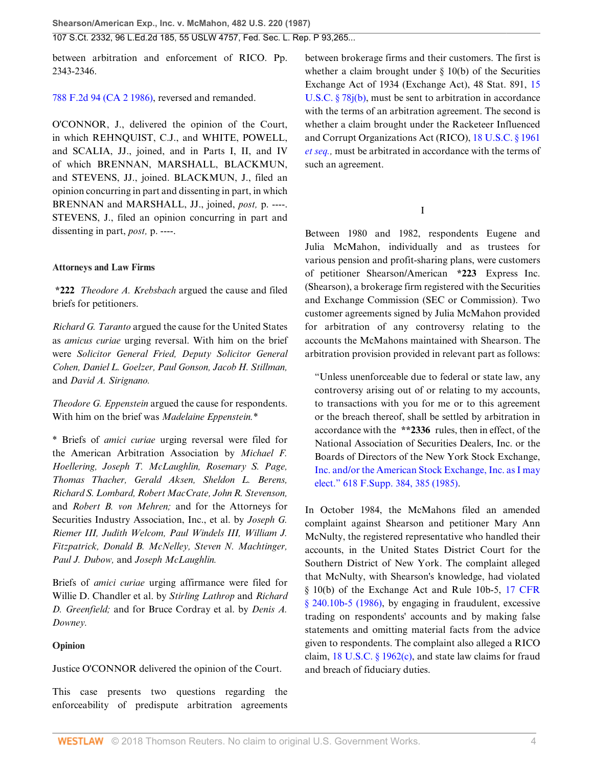between arbitration and enforcement of RICO. Pp. 2343-2346.

788 F.2d 94 (CA 2 1986), reversed and remanded.

O'CONNOR, J., delivered the opinion of the Court, in which REHNQUIST, C.J., and WHITE, POWELL, and SCALIA, JJ., joined, and in Parts I, II, and IV of which BRENNAN, MARSHALL, BLACKMUN, and STEVENS, JJ., joined. BLACKMUN, J., filed an opinion concurring in part and dissenting in part, in which BRENNAN and MARSHALL, JJ., joined, *post,* p. ----. STEVENS, J., filed an opinion concurring in part and dissenting in part, *post,* p. ----.

**Attorneys and Law Firms**

**\*222** *Theodore A. Krebsbach* argued the cause and filed briefs for petitioners.

*Richard G. Taranto* argued the cause for the United States as *amicus curiae* urging reversal. With him on the brief were *Solicitor General Fried, Deputy Solicitor General Cohen, Daniel L. Goelzer, Paul Gonson, Jacob H. Stillman,* and *David A. Sirignano.*

*Theodore G. Eppenstein* argued the cause for respondents. With him on the brief was *Madelaine Eppenstein.\**

\* Briefs of *amici curiae* urging reversal were filed for the American Arbitration Association by *Michael F. Hoellering, Joseph T. McLaughlin, Rosemary S. Page, Thomas Thacher, Gerald Aksen, Sheldon L. Berens, Richard S. Lombard, Robert MacCrate, John R. Stevenson,* and *Robert B. von Mehren;* and for the Attorneys for Securities Industry Association, Inc., et al. by *Joseph G. Riemer III, Judith Welcom, Paul Windels III, William J. Fitzpatrick, Donald B. McNelley, Steven N. Machtinger, Paul J. Dubow,* and *Joseph McLaughlin.*

Briefs of *amici curiae* urging affirmance were filed for Willie D. Chandler et al. by *Stirling Lathrop* and *Richard D. Greenfield;* and for Bruce Cordray et al. by *Denis A. Downey.*

**Opinion**

Justice O'CONNOR delivered the opinion of the Court.

This case presents two questions regarding the enforceability of predispute arbitration agreements between brokerage firms and their customers. The first is whether a claim brought under § 10(b) of the Securities Exchange Act of 1934 (Exchange Act), 48 Stat. 891, 15 U.S.C. § 78j(b), must be sent to arbitration in accordance with the terms of an arbitration agreement. The second is whether a claim brought under the Racketeer Influenced and Corrupt Organizations Act (RICO), 18 U.S.C. § 1961 *et seq.,* must be arbitrated in accordance with the terms of such an agreement.

## I

Between 1980 and 1982, respondents Eugene and Julia McMahon, individually and as trustees for various pension and profit-sharing plans, were customers of petitioner Shearson/American **\*223** Express Inc. (Shearson), a brokerage firm registered with the Securities and Exchange Commission (SEC or Commission). Two customer agreements signed by Julia McMahon provided for arbitration of any controversy relating to the accounts the McMahons maintained with Shearson. The arbitration provision provided in relevant part as follows:

> "Unless unenforceable due to federal or state law, any controversy arising out of or relating to my accounts, to transactions with you for me or to this agreement or the breach thereof, shall be settled by arbitration in accordance with the **\*\*2336** rules, then in effect, of the National Association of Securities Dealers, Inc. or the Boards of Directors of the New York Stock Exchange, Inc. and/or the American Stock Exchange, Inc. as I may elect." 618 F.Supp. 384, 385 (1985).

In October 1984, the McMahons filed an amended complaint against Shearson and petitioner Mary Ann McNulty, the registered representative who handled their accounts, in the United States District Court for the Southern District of New York. The complaint alleged that McNulty, with Shearson's knowledge, had violated § 10(b) of the Exchange Act and Rule 10b-5, 17 CFR § 240.10b-5 (1986), by engaging in fraudulent, excessive trading on respondents' accounts and by making false statements and omitting material facts from the advice given to respondents. The complaint also alleged a RICO claim, 18 U.S.C. § 1962(c), and state law claims for fraud and breach of fiduciary duties.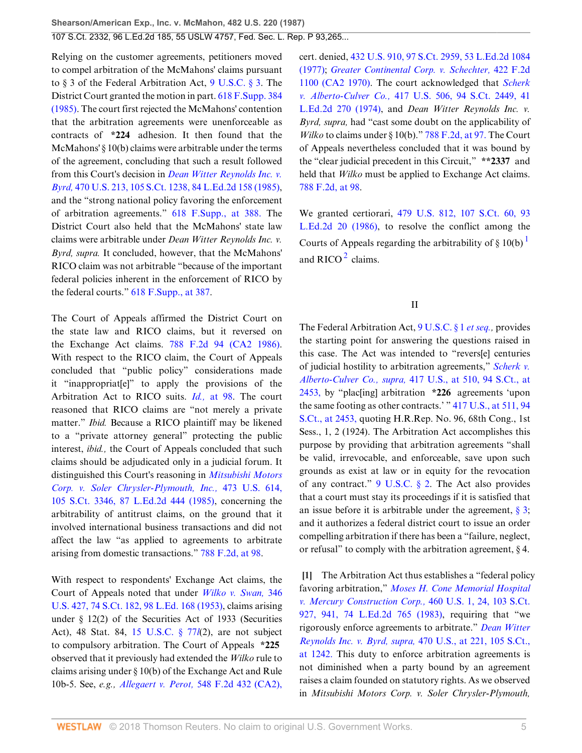Relying on the customer agreements, petitioners moved to compel arbitration of the McMahons' claims pursuant to § 3 of the Federal Arbitration Act, 9 U.S.C. § 3. The District Court granted the motion in part. 618 F.Supp. 384 (1985). The court first rejected the McMahons' contention that the arbitration agreements were unenforceable as contracts of **\*224** adhesion. It then found that the McMahons' § 10(b) claims were arbitrable under the terms of the agreement, concluding that such a result followed from this Court's decision in *Dean Witter Reynolds Inc. v. Byrd,* 470 U.S. 213, 105 S.Ct. 1238, 84 L.Ed.2d 158 (1985), and the "strong national policy favoring the enforcement of arbitration agreements." 618 F.Supp., at 388. The District Court also held that the McMahons' state law claims were arbitrable under *Dean Witter Reynolds Inc. v. Byrd, supra.* It concluded, however, that the McMahons' RICO claim was not arbitrable "because of the important federal policies inherent in the enforcement of RICO by the federal courts." 618 F.Supp., at 387.

The Court of Appeals affirmed the District Court on the state law and RICO claims, but it reversed on the Exchange Act claims. 788 F.2d 94 (CA2 1986). With respect to the RICO claim, the Court of Appeals concluded that "public policy" considerations made it "inappropriat[e]" to apply the provisions of the Arbitration Act to RICO suits. *Id.,* at 98. The court reasoned that RICO claims are "not merely a private matter." *Ibid.* Because a RICO plaintiff may be likened to a "private attorney general" protecting the public interest, *ibid.,* the Court of Appeals concluded that such claims should be adjudicated only in a judicial forum. It distinguished this Court's reasoning in *Mitsubishi Motors Corp. v. Soler Chrysler-Plymouth, Inc.,* 473 U.S. 614, 105 S.Ct. 3346, 87 L.Ed.2d 444 (1985), concerning the arbitrability of antitrust claims, on the ground that it involved international business transactions and did not affect the law "as applied to agreements to arbitrate arising from domestic transactions." 788 F.2d, at 98.

With respect to respondents' Exchange Act claims, the Court of Appeals noted that under *Wilko v. Swan,* 346 U.S. 427, 74 S.Ct. 182, 98 L.Ed. 168 (1953), claims arising under § 12(2) of the Securities Act of 1933 (Securities Act), 48 Stat. 84, 15 U.S.C. § 77*l*(2), are not subject to compulsory arbitration. The Court of Appeals **\*225** observed that it previously had extended the *Wilko* rule to claims arising under § 10(b) of the Exchange Act and Rule 10b-5. See, *e.g., Allegaert v. Perot,* 548 F.2d 432 (CA2), cert. denied, 432 U.S. 910, 97 S.Ct. 2959, 53 L.Ed.2d 1084 (1977); *Greater Continental Corp. v. Schechter,* 422 F.2d 1100 (CA2 1970). The court acknowledged that *Scherk v. Alberto-Culver Co.,* 417 U.S. 506, 94 S.Ct. 2449, 41 L.Ed.2d 270 (1974), and *Dean Witter Reynolds Inc. v. Byrd, supra,* had "cast some doubt on the applicability of *Wilko* to claims under § 10(b)." 788 F.2d, at 97. The Court of Appeals nevertheless concluded that it was bound by the "clear judicial precedent in this Circuit," **\*\*2337** and held that *Wilko* must be applied to Exchange Act claims. 788 F.2d, at 98.

We granted certiorari, 479 U.S. 812, 107 S.Ct. 60, 93 L.Ed.2d 20 (1986), to resolve the conflict among the Courts of Appeals regarding the arbitrability of § 10(b) [1] and RICO [2] claims.

## II

The Federal Arbitration Act, 9 U.S.C. § 1 *et seq.,* provides the starting point for answering the questions raised in this case. The Act was intended to "revers[e] centuries of judicial hostility to arbitration agreements," *Scherk v. Alberto-Culver Co., supra,* 417 U.S., at 510, 94 S.Ct., at 2453, by "plac[ing] arbitration **\*226** agreements 'upon the same footing as other contracts.' " 417 U.S., at 511, 94 S.Ct., at 2453, quoting H.R.Rep. No. 96, 68th Cong., 1st Sess., 1, 2 (1924). The Arbitration Act accomplishes this purpose by providing that arbitration agreements "shall be valid, irrevocable, and enforceable, save upon such grounds as exist at law or in equity for the revocation of any contract." 9 U.S.C. § 2. The Act also provides that a court must stay its proceedings if it is satisfied that an issue before it is arbitrable under the agreement, § 3; and it authorizes a federal district court to issue an order compelling arbitration if there has been a "failure, neglect, or refusal" to comply with the arbitration agreement, § 4.

**[1]** The Arbitration Act thus establishes a "federal policy favoring arbitration," *Moses H. Cone Memorial Hospital v. Mercury Construction Corp.,* 460 U.S. 1, 24, 103 S.Ct. 927, 941, 74 L.Ed.2d 765 (1983), requiring that "we rigorously enforce agreements to arbitrate." *Dean Witter Reynolds Inc. v. Byrd, supra,* 470 U.S., at 221, 105 S.Ct., at 1242. This duty to enforce arbitration agreements is not diminished when a party bound by an agreement raises a claim founded on statutory rights. As we observed in *Mitsubishi Motors Corp. v. Soler Chrysler-Plymouth,*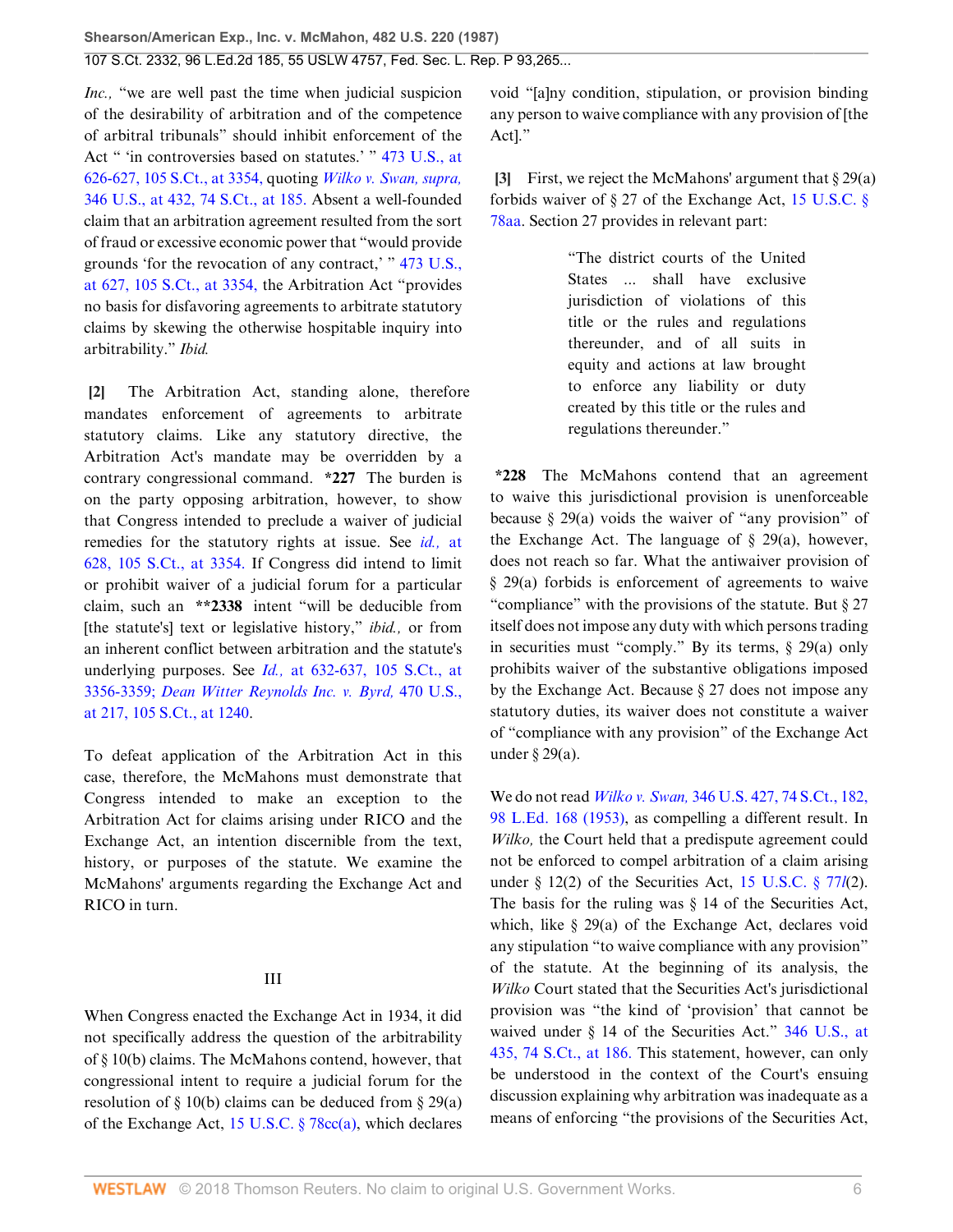*Inc.,* "we are well past the time when judicial suspicion of the desirability of arbitration and of the competence of arbitral tribunals" should inhibit enforcement of the Act " 'in controversies based on statutes.' " 473 U.S., at 626-627, 105 S.Ct., at 3354, quoting *Wilko v. Swan, supra,* 346 U.S., at 432, 74 S.Ct., at 185. Absent a well-founded claim that an arbitration agreement resulted from the sort of fraud or excessive economic power that "would provide grounds 'for the revocation of any contract,' " 473 U.S., at 627, 105 S.Ct., at 3354, the Arbitration Act "provides no basis for disfavoring agreements to arbitrate statutory claims by skewing the otherwise hospitable inquiry into arbitrability." *Ibid.*

**[2]** The Arbitration Act, standing alone, therefore mandates enforcement of agreements to arbitrate statutory claims. Like any statutory directive, the Arbitration Act's mandate may be overridden by a contrary congressional command. **\*227** The burden is on the party opposing arbitration, however, to show that Congress intended to preclude a waiver of judicial remedies for the statutory rights at issue. See *id.,* at 628, 105 S.Ct., at 3354. If Congress did intend to limit or prohibit waiver of a judicial forum for a particular claim, such an **\*\*2338** intent "will be deducible from [the statute's] text or legislative history," *ibid.,* or from an inherent conflict between arbitration and the statute's underlying purposes. See *Id.,* at 632-637, 105 S.Ct., at 3356-3359; *Dean Witter Reynolds Inc. v. Byrd,* 470 U.S., at 217, 105 S.Ct., at 1240.

To defeat application of the Arbitration Act in this case, therefore, the McMahons must demonstrate that Congress intended to make an exception to the Arbitration Act for claims arising under RICO and the Exchange Act, an intention discernible from the text, history, or purposes of the statute. We examine the McMahons' arguments regarding the Exchange Act and RICO in turn.

## III

When Congress enacted the Exchange Act in 1934, it did not specifically address the question of the arbitrability of § 10(b) claims. The McMahons contend, however, that congressional intent to require a judicial forum for the resolution of § 10(b) claims can be deduced from § 29(a) of the Exchange Act, 15 U.S.C. § 78cc(a), which declares void "[a]ny condition, stipulation, or provision binding any person to waive compliance with any provision of [the Act]."

**[3]** First, we reject the McMahons' argument that § 29(a) forbids waiver of § 27 of the Exchange Act, 15 U.S.C. § 78aa. Section 27 provides in relevant part:

> "The district courts of the United States ... shall have exclusive jurisdiction of violations of this title or the rules and regulations thereunder, and of all suits in equity and actions at law brought to enforce any liability or duty created by this title or the rules and regulations thereunder."

**\*228** The McMahons contend that an agreement to waive this jurisdictional provision is unenforceable because § 29(a) voids the waiver of "any provision" of the Exchange Act. The language of § 29(a), however, does not reach so far. What the antiwaiver provision of § 29(a) forbids is enforcement of agreements to waive "compliance" with the provisions of the statute. But § 27 itself does not impose any duty with which persons trading in securities must "comply." By its terms, § 29(a) only prohibits waiver of the substantive obligations imposed by the Exchange Act. Because § 27 does not impose any statutory duties, its waiver does not constitute a waiver of "compliance with any provision" of the Exchange Act under § 29(a).

We do not read *Wilko v. Swan,* 346 U.S. 427, 74 S.Ct., 182, 98 L.Ed. 168 (1953), as compelling a different result. In *Wilko,* the Court held that a predispute agreement could not be enforced to compel arbitration of a claim arising under § 12(2) of the Securities Act, 15 U.S.C. § 77*l*(2). The basis for the ruling was § 14 of the Securities Act, which, like § 29(a) of the Exchange Act, declares void any stipulation "to waive compliance with any provision" of the statute. At the beginning of its analysis, the *Wilko* Court stated that the Securities Act's jurisdictional provision was "the kind of 'provision' that cannot be waived under § 14 of the Securities Act." 346 U.S., at 435, 74 S.Ct., at 186. This statement, however, can only be understood in the context of the Court's ensuing discussion explaining why arbitration was inadequate as a means of enforcing "the provisions of the Securities Act,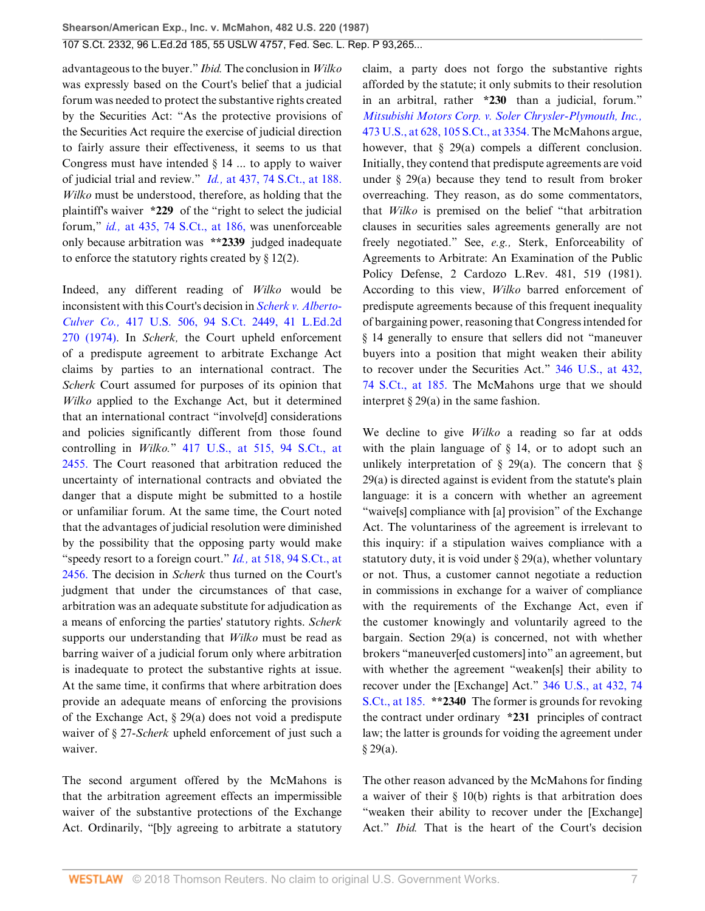advantageous to the buyer." *Ibid.* The conclusion in *Wilko* was expressly based on the Court's belief that a judicial forum was needed to protect the substantive rights created by the Securities Act: "As the protective provisions of the Securities Act require the exercise of judicial direction to fairly assure their effectiveness, it seems to us that Congress must have intended § 14 ... to apply to waiver of judicial trial and review." *Id.,* at 437, 74 S.Ct., at 188. *Wilko* must be understood, therefore, as holding that the plaintiff's waiver **\*229** of the "right to select the judicial forum," *id.,* at 435, 74 S.Ct., at 186, was unenforceable only because arbitration was **\*\*2339** judged inadequate to enforce the statutory rights created by § 12(2).

Indeed, any different reading of *Wilko* would be inconsistent with this Court's decision in *Scherk v. Alberto-Culver Co.,* 417 U.S. 506, 94 S.Ct. 2449, 41 L.Ed.2d 270 (1974). In *Scherk,* the Court upheld enforcement of a predispute agreement to arbitrate Exchange Act claims by parties to an international contract. The *Scherk* Court assumed for purposes of its opinion that *Wilko* applied to the Exchange Act, but it determined that an international contract "involve[d] considerations and policies significantly different from those found controlling in *Wilko.*" 417 U.S., at 515, 94 S.Ct., at 2455. The Court reasoned that arbitration reduced the uncertainty of international contracts and obviated the danger that a dispute might be submitted to a hostile or unfamiliar forum. At the same time, the Court noted that the advantages of judicial resolution were diminished by the possibility that the opposing party would make "speedy resort to a foreign court." *Id.,* at 518, 94 S.Ct., at 2456. The decision in *Scherk* thus turned on the Court's judgment that under the circumstances of that case, arbitration was an adequate substitute for adjudication as a means of enforcing the parties' statutory rights. *Scherk* supports our understanding that *Wilko* must be read as barring waiver of a judicial forum only where arbitration is inadequate to protect the substantive rights at issue. At the same time, it confirms that where arbitration does provide an adequate means of enforcing the provisions of the Exchange Act, § 29(a) does not void a predispute waiver of § 27-*Scherk* upheld enforcement of just such a waiver.

The second argument offered by the McMahons is that the arbitration agreement effects an impermissible waiver of the substantive protections of the Exchange Act. Ordinarily, "[b]y agreeing to arbitrate a statutory claim, a party does not forgo the substantive rights afforded by the statute; it only submits to their resolution in an arbitral, rather **\*230** than a judicial, forum." *Mitsubishi Motors Corp. v. Soler Chrysler-Plymouth, Inc.,* 473 U.S., at 628, 105 S.Ct., at 3354. The McMahons argue, however, that § 29(a) compels a different conclusion. Initially, they contend that predispute agreements are void under § 29(a) because they tend to result from broker overreaching. They reason, as do some commentators, that *Wilko* is premised on the belief "that arbitration clauses in securities sales agreements generally are not freely negotiated." See, *e.g.,* Sterk, Enforceability of Agreements to Arbitrate: An Examination of the Public Policy Defense, 2 Cardozo L.Rev. 481, 519 (1981). According to this view, *Wilko* barred enforcement of predispute agreements because of this frequent inequality of bargaining power, reasoning that Congress intended for § 14 generally to ensure that sellers did not "maneuver buyers into a position that might weaken their ability to recover under the Securities Act." 346 U.S., at 432, 74 S.Ct., at 185. The McMahons urge that we should interpret § 29(a) in the same fashion.

We decline to give *Wilko* a reading so far at odds with the plain language of § 14, or to adopt such an unlikely interpretation of § 29(a). The concern that § 29(a) is directed against is evident from the statute's plain language: it is a concern with whether an agreement "waive[s] compliance with [a] provision" of the Exchange Act. The voluntariness of the agreement is irrelevant to this inquiry: if a stipulation waives compliance with a statutory duty, it is void under § 29(a), whether voluntary or not. Thus, a customer cannot negotiate a reduction in commissions in exchange for a waiver of compliance with the requirements of the Exchange Act, even if the customer knowingly and voluntarily agreed to the bargain. Section 29(a) is concerned, not with whether brokers "maneuver[ed customers] into" an agreement, but with whether the agreement "weaken[s] their ability to recover under the [Exchange] Act." 346 U.S., at 432, 74 S.Ct., at 185. **\*\*2340** The former is grounds for revoking the contract under ordinary **\*231** principles of contract law; the latter is grounds for voiding the agreement under § 29(a).

The other reason advanced by the McMahons for finding a waiver of their § 10(b) rights is that arbitration does "weaken their ability to recover under the [Exchange] Act." *Ibid.* That is the heart of the Court's decision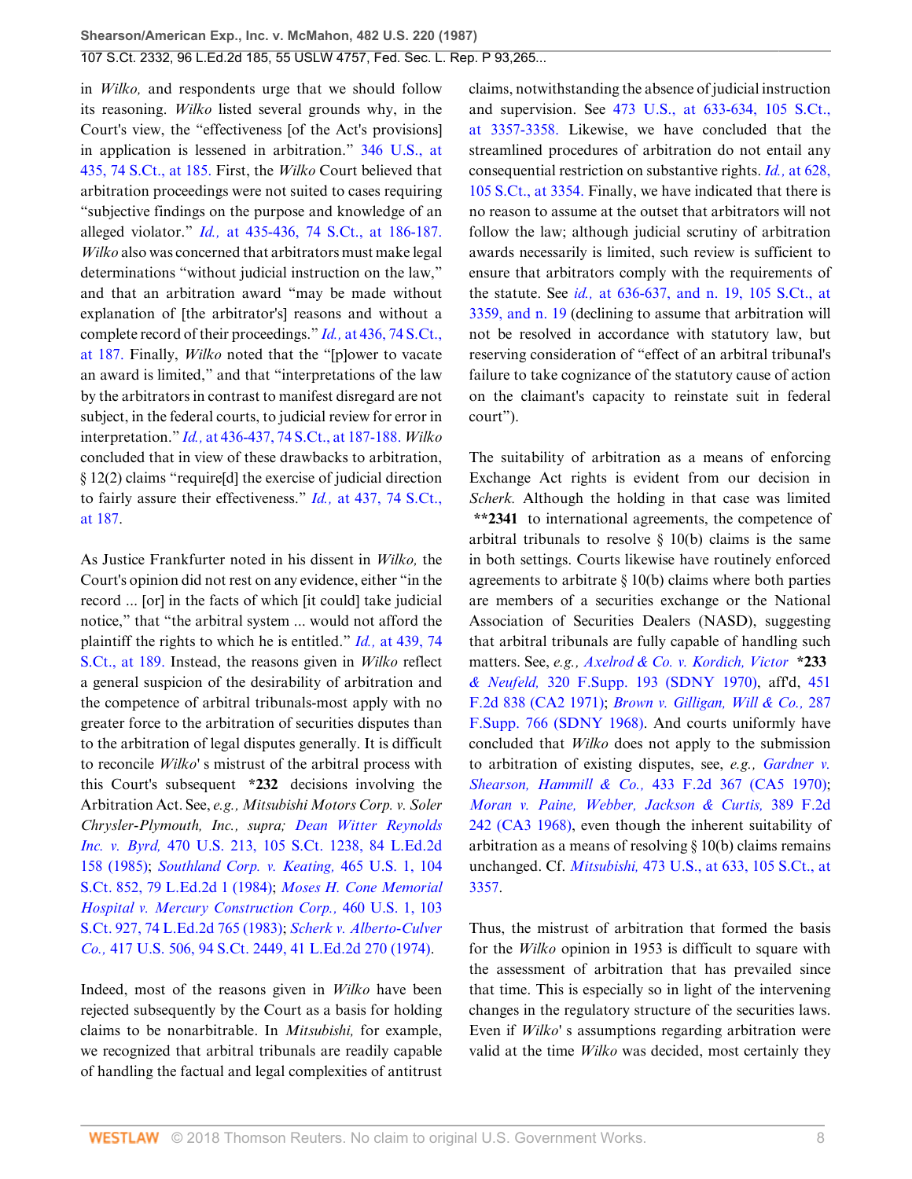in *Wilko,* and respondents urge that we should follow its reasoning. *Wilko* listed several grounds why, in the Court's view, the "effectiveness [of the Act's provisions] in application is lessened in arbitration." 346 U.S., at 435, 74 S.Ct., at 185. First, the *Wilko* Court believed that arbitration proceedings were not suited to cases requiring "subjective findings on the purpose and knowledge of an alleged violator." *Id.,* at 435-436, 74 S.Ct., at 186-187. *Wilko* also was concerned that arbitrators must make legal determinations "without judicial instruction on the law," and that an arbitration award "may be made without explanation of [the arbitrator's] reasons and without a complete record of their proceedings." *Id.,* at 436, 74 S.Ct., at 187. Finally, *Wilko* noted that the "[p]ower to vacate an award is limited," and that "interpretations of the law by the arbitrators in contrast to manifest disregard are not subject, in the federal courts, to judicial review for error in interpretation." *Id.,* at 436-437, 74 S.Ct., at 187-188. *Wilko* concluded that in view of these drawbacks to arbitration, § 12(2) claims "require[d] the exercise of judicial direction to fairly assure their effectiveness." *Id.,* at 437, 74 S.Ct., at 187.

As Justice Frankfurter noted in his dissent in *Wilko,* the Court's opinion did not rest on any evidence, either "in the record ... [or] in the facts of which [it could] take judicial notice," that "the arbitral system ... would not afford the plaintiff the rights to which he is entitled." *Id.,* at 439, 74 S.Ct., at 189. Instead, the reasons given in *Wilko* reflect a general suspicion of the desirability of arbitration and the competence of arbitral tribunals-most apply with no greater force to the arbitration of securities disputes than to the arbitration of legal disputes generally. It is difficult to reconcile *Wilko*' s mistrust of the arbitral process with this Court's subsequent **\*232** decisions involving the Arbitration Act. See, *e.g., Mitsubishi Motors Corp. v. Soler Chrysler-Plymouth, Inc., supra*; *Dean Witter Reynolds Inc. v. Byrd,* 470 U.S. 213, 105 S.Ct. 1238, 84 L.Ed.2d 158 (1985); *Southland Corp. v. Keating,* 465 U.S. 1, 104 S.Ct. 852, 79 L.Ed.2d 1 (1984); *Moses H. Cone Memorial Hospital v. Mercury Construction Corp.,* 460 U.S. 1, 103 S.Ct. 927, 74 L.Ed.2d 765 (1983); *Scherk v. Alberto-Culver Co.,* 417 U.S. 506, 94 S.Ct. 2449, 41 L.Ed.2d 270 (1974).

Indeed, most of the reasons given in *Wilko* have been rejected subsequently by the Court as a basis for holding claims to be nonarbitrable. In *Mitsubishi,* for example, we recognized that arbitral tribunals are readily capable of handling the factual and legal complexities of antitrust claims, notwithstanding the absence of judicial instruction and supervision. See 473 U.S., at 633-634, 105 S.Ct., at 3357-3358. Likewise, we have concluded that the streamlined procedures of arbitration do not entail any consequential restriction on substantive rights. *Id.,* at 628, 105 S.Ct., at 3354. Finally, we have indicated that there is no reason to assume at the outset that arbitrators will not follow the law; although judicial scrutiny of arbitration awards necessarily is limited, such review is sufficient to ensure that arbitrators comply with the requirements of the statute. See *id.,* at 636-637, and n. 19, 105 S.Ct., at 3359, and n. 19 (declining to assume that arbitration will not be resolved in accordance with statutory law, but reserving consideration of "effect of an arbitral tribunal's failure to take cognizance of the statutory cause of action on the claimant's capacity to reinstate suit in federal court").

The suitability of arbitration as a means of enforcing Exchange Act rights is evident from our decision in *Scherk.* Although the holding in that case was limited **\*\*2341** to international agreements, the competence of arbitral tribunals to resolve § 10(b) claims is the same in both settings. Courts likewise have routinely enforced agreements to arbitrate § 10(b) claims where both parties are members of a securities exchange or the National Association of Securities Dealers (NASD), suggesting that arbitral tribunals are fully capable of handling such matters. See, *e.g., Axelrod & Co. v. Kordich, Victor* **\*233** *& Neufeld,* 320 F.Supp. 193 (SDNY 1970), aff'd, 451 F.2d 838 (CA2 1971); *Brown v. Gilligan, Will & Co.,* 287 F.Supp. 766 (SDNY 1968). And courts uniformly have concluded that *Wilko* does not apply to the submission to arbitration of existing disputes, see, *e.g., Gardner v. Shearson, Hammill & Co.,* 433 F.2d 367 (CA5 1970); *Moran v. Paine, Webber, Jackson & Curtis,* 389 F.2d 242 (CA3 1968), even though the inherent suitability of arbitration as a means of resolving § 10(b) claims remains unchanged. Cf. *Mitsubishi,* 473 U.S., at 633, 105 S.Ct., at 3357.

Thus, the mistrust of arbitration that formed the basis for the *Wilko* opinion in 1953 is difficult to square with the assessment of arbitration that has prevailed since that time. This is especially so in light of the intervening changes in the regulatory structure of the securities laws. Even if *Wilko*' s assumptions regarding arbitration were valid at the time *Wilko* was decided, most certainly they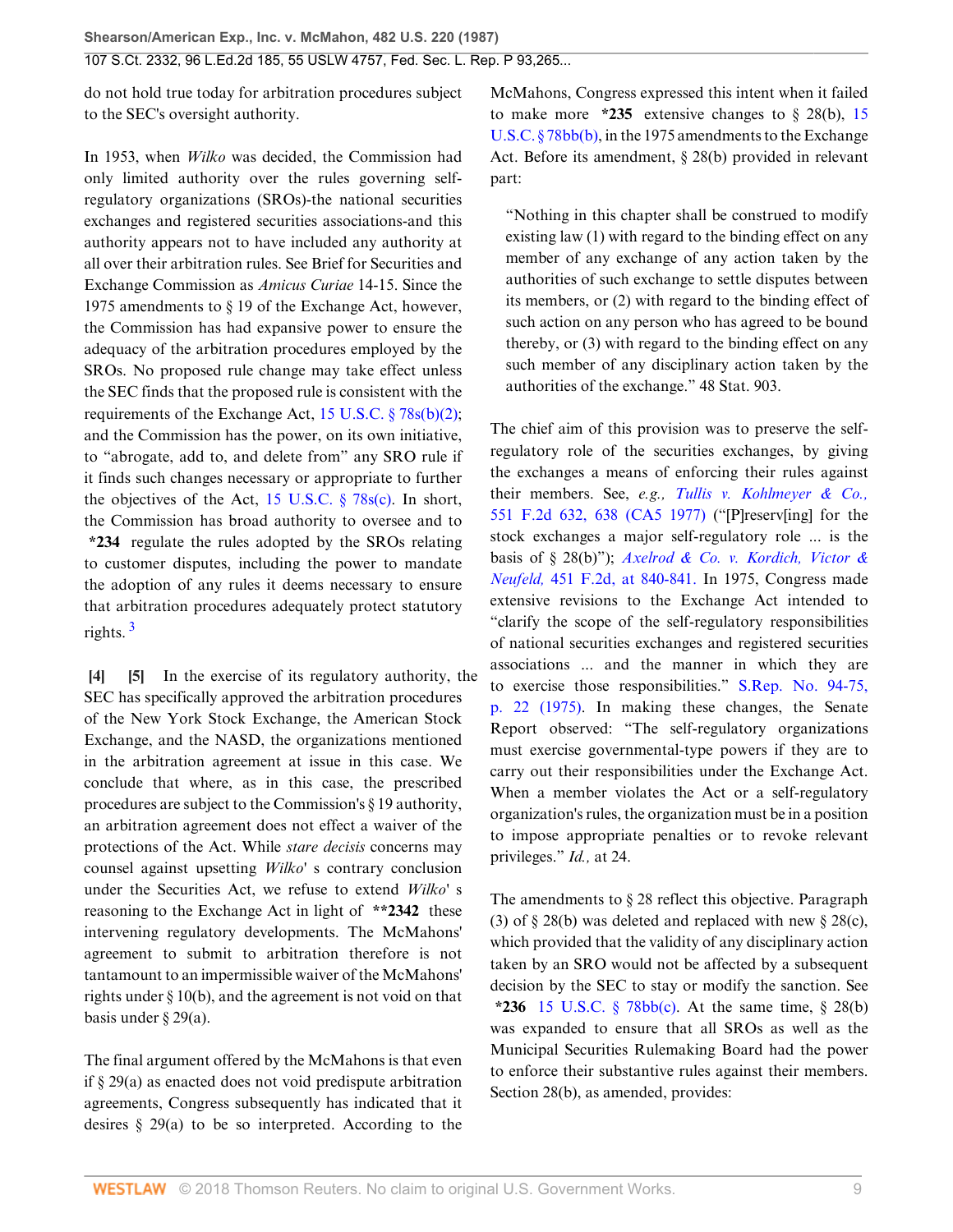do not hold true today for arbitration procedures subject to the SEC's oversight authority.

In 1953, when *Wilko* was decided, the Commission had only limited authority over the rules governing self-regulatory organizations (SROs)-the national securities exchanges and registered securities associations-and this authority appears not to have included any authority at all over their arbitration rules. See Brief for Securities and Exchange Commission as *Amicus Curiae* 14-15. Since the 1975 amendments to § 19 of the Exchange Act, however, the Commission has had expansive power to ensure the adequacy of the arbitration procedures employed by the SROs. No proposed rule change may take effect unless the SEC finds that the proposed rule is consistent with the requirements of the Exchange Act, 15 U.S.C. § 78s(b)(2); and the Commission has the power, on its own initiative, to "abrogate, add to, and delete from" any SRO rule if it finds such changes necessary or appropriate to further the objectives of the Act, 15 U.S.C. § 78s(c). In short, the Commission has broad authority to oversee and to **\*234** regulate the rules adopted by the SROs relating to customer disputes, including the power to mandate the adoption of any rules it deems necessary to ensure that arbitration procedures adequately protect statutory rights. [3]

**[4]** **[5]** In the exercise of its regulatory authority, the SEC has specifically approved the arbitration procedures of the New York Stock Exchange, the American Stock Exchange, and the NASD, the organizations mentioned in the arbitration agreement at issue in this case. We conclude that where, as in this case, the prescribed procedures are subject to the Commission's § 19 authority, an arbitration agreement does not effect a waiver of the protections of the Act. While *stare decisis* concerns may counsel against upsetting *Wilko*' s contrary conclusion under the Securities Act, we refuse to extend *Wilko*' s reasoning to the Exchange Act in light of **\*\*2342** these intervening regulatory developments. The McMahons' agreement to submit to arbitration therefore is not tantamount to an impermissible waiver of the McMahons' rights under § 10(b), and the agreement is not void on that basis under § 29(a).

The final argument offered by the McMahons is that even if § 29(a) as enacted does not void predispute arbitration agreements, Congress subsequently has indicated that it desires § 29(a) to be so interpreted. According to the McMahons, Congress expressed this intent when it failed to make more **\*235** extensive changes to § 28(b), 15 U.S.C. § 78bb(b), in the 1975 amendments to the Exchange Act. Before its amendment, § 28(b) provided in relevant part:

> "Nothing in this chapter shall be construed to modify existing law (1) with regard to the binding effect on any member of any exchange of any action taken by the authorities of such exchange to settle disputes between its members, or (2) with regard to the binding effect of such action on any person who has agreed to be bound thereby, or (3) with regard to the binding effect on any such member of any disciplinary action taken by the authorities of the exchange." 48 Stat. 903.

The chief aim of this provision was to preserve the self-regulatory role of the securities exchanges, by giving the exchanges a means of enforcing their rules against their members. See, *e.g., Tullis v. Kohlmeyer & Co.,* 551 F.2d 632, 638 (CA5 1977) ("[P]reserv[ing] for the stock exchanges a major self-regulatory role ... is the basis of § 28(b)"); *Axelrod & Co. v. Kordich, Victor & Neufeld,* 451 F.2d, at 840-841. In 1975, Congress made extensive revisions to the Exchange Act intended to "clarify the scope of the self-regulatory responsibilities of national securities exchanges and registered securities associations ... and the manner in which they are to exercise those responsibilities." S.Rep. No. 94-75, p. 22 (1975). In making these changes, the Senate Report observed: "The self-regulatory organizations must exercise governmental-type powers if they are to carry out their responsibilities under the Exchange Act. When a member violates the Act or a self-regulatory organization's rules, the organization must be in a position to impose appropriate penalties or to revoke relevant privileges." *Id.,* at 24.

The amendments to § 28 reflect this objective. Paragraph (3) of § 28(b) was deleted and replaced with new § 28(c), which provided that the validity of any disciplinary action taken by an SRO would not be affected by a subsequent decision by the SEC to stay or modify the sanction. See **\*236** 15 U.S.C. § 78bb(c). At the same time, § 28(b) was expanded to ensure that all SROs as well as the Municipal Securities Rulemaking Board had the power to enforce their substantive rules against their members. Section 28(b), as amended, provides: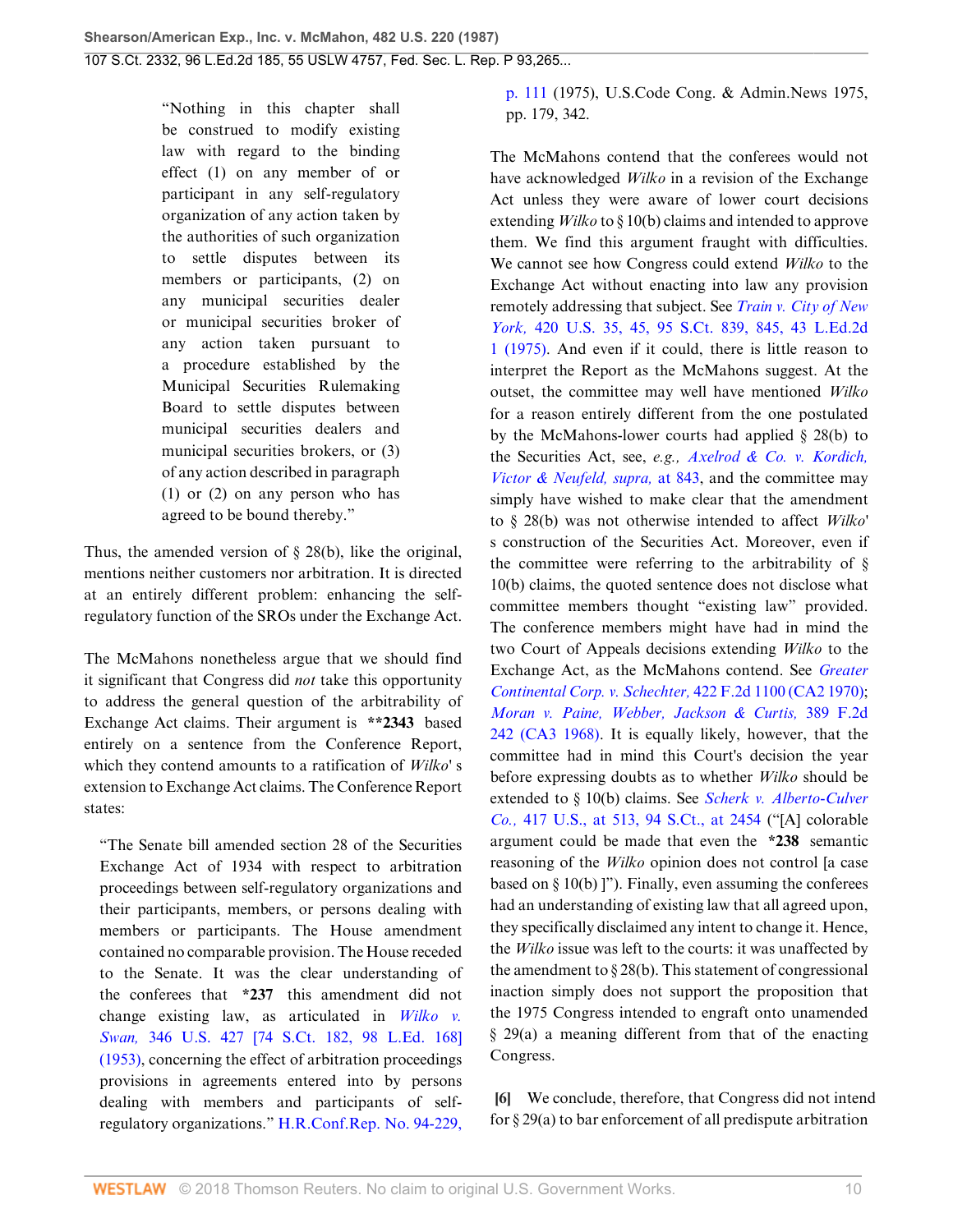> "Nothing in this chapter shall be construed to modify existing law with regard to the binding effect (1) on any member of or participant in any self-regulatory organization of any action taken by the authorities of such organization to settle disputes between its members or participants, (2) on any municipal securities dealer or municipal securities broker of any action taken pursuant to a procedure established by the Municipal Securities Rulemaking Board to settle disputes between municipal securities dealers and municipal securities brokers, or (3) of any action described in paragraph (1) or (2) on any person who has agreed to be bound thereby."

Thus, the amended version of § 28(b), like the original, mentions neither customers nor arbitration. It is directed at an entirely different problem: enhancing the self-regulatory function of the SROs under the Exchange Act.

The McMahons nonetheless argue that we should find it significant that Congress did *not* take this opportunity to address the general question of the arbitrability of Exchange Act claims. Their argument is **2343 based entirely on a sentence from the Conference Report, which they contend amounts to a ratification of *Wilko*' s extension to Exchange Act claims. The Conference Report states:

> "The Senate bill amended section 28 of the Securities Exchange Act of 1934 with respect to arbitration proceedings between self-regulatory organizations and their participants, members, or persons dealing with members or participants. The House amendment contained no comparable provision. The House receded to the Senate. It was the clear understanding of the conferees that *237 this amendment did not change existing law, as articulated in *Wilko v. Swan,* 346 U.S. 427 [74 S.Ct. 182, 98 L.Ed. 168] (1953), concerning the effect of arbitration proceedings provisions in agreements entered into by persons dealing with members and participants of self-regulatory organizations." H.R.Conf.Rep. No. 94-229, p. 111 (1975), U.S.Code Cong. & Admin.News 1975, pp. 179, 342.

The McMahons contend that the conferees would not have acknowledged *Wilko* in a revision of the Exchange Act unless they were aware of lower court decisions extending *Wilko* to § 10(b) claims and intended to approve them. We find this argument fraught with difficulties. We cannot see how Congress could extend *Wilko* to the Exchange Act without enacting into law any provision remotely addressing that subject. See *Train v. City of New York,* 420 U.S. 35, 45, 95 S.Ct. 839, 845, 43 L.Ed.2d 1 (1975). And even if it could, there is little reason to interpret the Report as the McMahons suggest. At the outset, the committee may well have mentioned *Wilko* for a reason entirely different from the one postulated by the McMahons-lower courts had applied § 28(b) to the Securities Act, see, *e.g., Axelrod & Co. v. Kordich, Victor & Neufeld, supra,* at 843, and the committee may simply have wished to make clear that the amendment to § 28(b) was not otherwise intended to affect *Wilko*' s construction of the Securities Act. Moreover, even if the committee were referring to the arbitrability of § 10(b) claims, the quoted sentence does not disclose what committee members thought "existing law" provided. The conference members might have had in mind the two Court of Appeals decisions extending *Wilko* to the Exchange Act, as the McMahons contend. See *Greater Continental Corp. v. Schechter,* 422 F.2d 1100 (CA2 1970); *Moran v. Paine, Webber, Jackson & Curtis,* 389 F.2d 242 (CA3 1968). It is equally likely, however, that the committee had in mind this Court's decision the year before expressing doubts as to whether *Wilko* should be extended to § 10(b) claims. See *Scherk v. Alberto-Culver Co.,* 417 U.S., at 513, 94 S.Ct., at 2454 ("[A] colorable argument could be made that even the *238 semantic reasoning of the *Wilko* opinion does not control [a case based on § 10(b) ]"). Finally, even assuming the conferees had an understanding of existing law that all agreed upon, they specifically disclaimed any intent to change it. Hence, the *Wilko* issue was left to the courts: it was unaffected by the amendment to § 28(b). This statement of congressional inaction simply does not support the proposition that the 1975 Congress intended to engraft onto unamended § 29(a) a meaning different from that of the enacting Congress.

**[6]** We conclude, therefore, that Congress did not intend for § 29(a) to bar enforcement of all predispute arbitration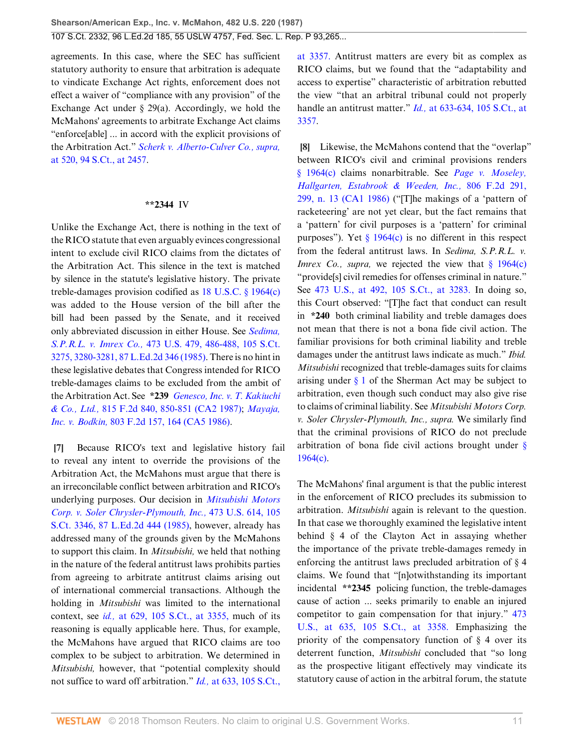agreements. In this case, where the SEC has sufficient statutory authority to ensure that arbitration is adequate to vindicate Exchange Act rights, enforcement does not effect a waiver of "compliance with any provision" of the Exchange Act under § 29(a). Accordingly, we hold the McMahons' agreements to arbitrate Exchange Act claims "enforce[able] ... in accord with the explicit provisions of the Arbitration Act." *Scherk v. Alberto-Culver Co., supra,* at 520, 94 S.Ct., at 2457.

## **2344 IV

Unlike the Exchange Act, there is nothing in the text of the RICO statute that even arguably evinces congressional intent to exclude civil RICO claims from the dictates of the Arbitration Act. This silence in the text is matched by silence in the statute's legislative history. The private treble-damages provision codified as 18 U.S.C. § 1964(c) was added to the House version of the bill after the bill had been passed by the Senate, and it received only abbreviated discussion in either House. See *Sedima, S.P.R.L. v. Imrex Co.,* 473 U.S. 479, 486-488, 105 S.Ct. 3275, 3280-3281, 87 L.Ed.2d 346 (1985). There is no hint in these legislative debates that Congress intended for RICO treble-damages claims to be excluded from the ambit of the Arbitration Act. See **\*239** *Genesco, Inc. v. T. Kakiuchi & Co., Ltd.,* 815 F.2d 840, 850-851 (CA2 1987); *Mayaja, Inc. v. Bodkin,* 803 F.2d 157, 164 (CA5 1986).

**[7]** Because RICO's text and legislative history fail to reveal any intent to override the provisions of the Arbitration Act, the McMahons must argue that there is an irreconcilable conflict between arbitration and RICO's underlying purposes. Our decision in *Mitsubishi Motors Corp. v. Soler Chrysler-Plymouth, Inc.,* 473 U.S. 614, 105 S.Ct. 3346, 87 L.Ed.2d 444 (1985), however, already has addressed many of the grounds given by the McMahons to support this claim. In *Mitsubishi,* we held that nothing in the nature of the federal antitrust laws prohibits parties from agreeing to arbitrate antitrust claims arising out of international commercial transactions. Although the holding in *Mitsubishi* was limited to the international context, see *id.,* at 629, 105 S.Ct., at 3355, much of its reasoning is equally applicable here. Thus, for example, the McMahons have argued that RICO claims are too complex to be subject to arbitration. We determined in *Mitsubishi,* however, that "potential complexity should not suffice to ward off arbitration." *Id.,* at 633, 105 S.Ct., at 3357. Antitrust matters are every bit as complex as RICO claims, but we found that the "adaptability and access to expertise" characteristic of arbitration rebutted the view "that an arbitral tribunal could not properly handle an antitrust matter." *Id.,* at 633-634, 105 S.Ct., at 3357.

**[8]** Likewise, the McMahons contend that the "overlap" between RICO's civil and criminal provisions renders § 1964(c) claims nonarbitrable. See *Page v. Moseley, Hallgarten, Estabrook & Weeden, Inc.,* 806 F.2d 291, 299, n. 13 (CA1 1986) ("[T]he makings of a 'pattern of racketeering' are not yet clear, but the fact remains that a 'pattern' for civil purposes is a 'pattern' for criminal purposes"). Yet § 1964(c) is no different in this respect from the federal antitrust laws. In *Sedima, S.P.R.L. v. Imrex Co., supra,* we rejected the view that § 1964(c) "provide[s] civil remedies for offenses criminal in nature." See 473 U.S., at 492, 105 S.Ct., at 3283. In doing so, this Court observed: "[T]he fact that conduct can result in **\*240** both criminal liability and treble damages does not mean that there is not a bona fide civil action. The familiar provisions for both criminal liability and treble damages under the antitrust laws indicate as much." *Ibid. Mitsubishi* recognized that treble-damages suits for claims arising under § 1 of the Sherman Act may be subject to arbitration, even though such conduct may also give rise to claims of criminal liability. See *Mitsubishi Motors Corp. v. Soler Chrysler-Plymouth, Inc., supra.* We similarly find that the criminal provisions of RICO do not preclude arbitration of bona fide civil actions brought under § 1964(c).

The McMahons' final argument is that the public interest in the enforcement of RICO precludes its submission to arbitration. *Mitsubishi* again is relevant to the question. In that case we thoroughly examined the legislative intent behind § 4 of the Clayton Act in assaying whether the importance of the private treble-damages remedy in enforcing the antitrust laws precluded arbitration of § 4 claims. We found that "[n]otwithstanding its important incidental **\*\*2345** policing function, the treble-damages cause of action ... seeks primarily to enable an injured competitor to gain compensation for that injury." 473 U.S., at 635, 105 S.Ct., at 3358. Emphasizing the priority of the compensatory function of § 4 over its deterrent function, *Mitsubishi* concluded that "so long as the prospective litigant effectively may vindicate its statutory cause of action in the arbitral forum, the statute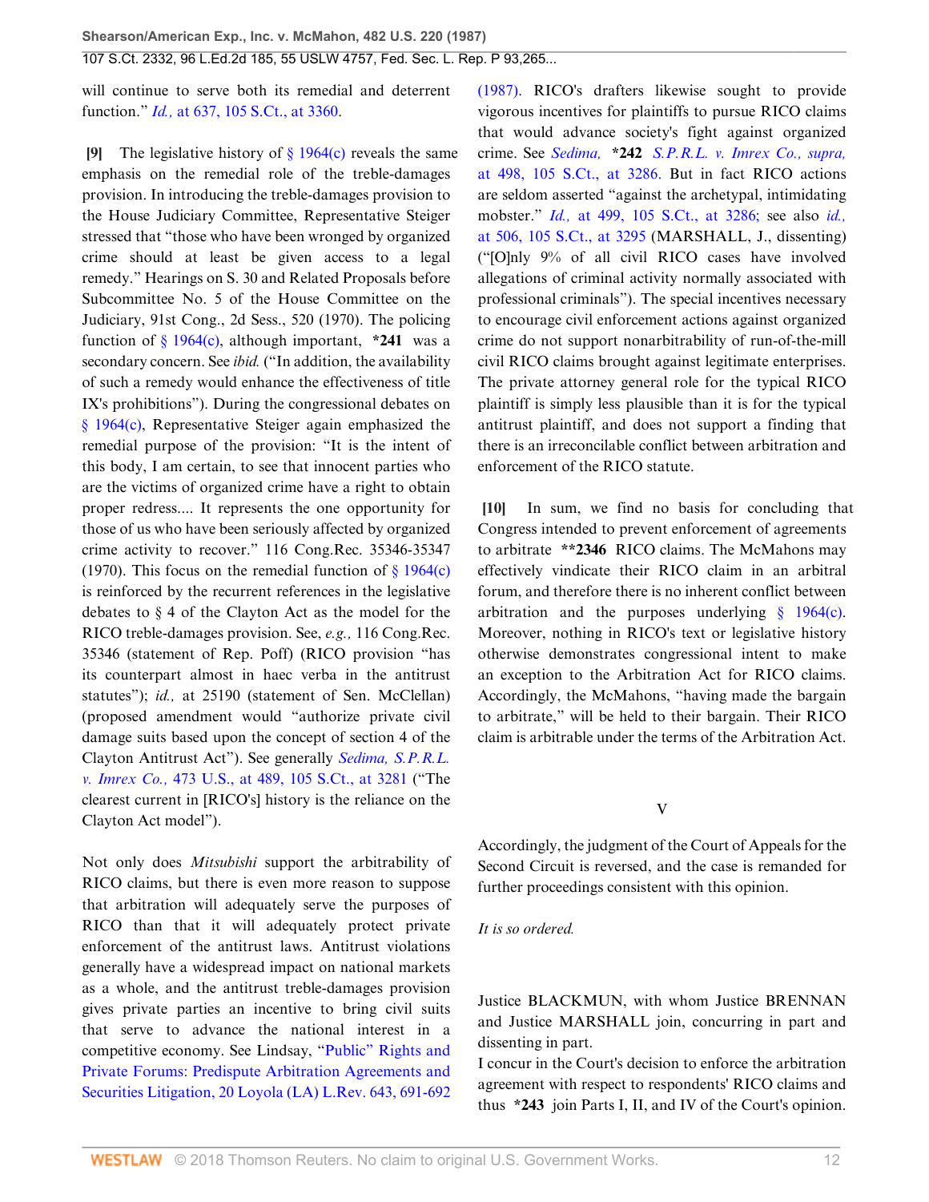will continue to serve both its remedial and deterrent function." *Id.,* at 637, 105 S.Ct., at 3360.

**[9]** The legislative history of § 1964(c) reveals the same emphasis on the remedial role of the treble-damages provision. In introducing the treble-damages provision to the House Judiciary Committee, Representative Steiger stressed that "those who have been wronged by organized crime should at least be given access to a legal remedy." Hearings on S. 30 and Related Proposals before Subcommittee No. 5 of the House Committee on the Judiciary, 91st Cong., 2d Sess., 520 (1970). The policing function of § 1964(c), although important, **\*241** was a secondary concern. See *ibid.* ("In addition, the availability of such a remedy would enhance the effectiveness of title IX's prohibitions"). During the congressional debates on § 1964(c), Representative Steiger again emphasized the remedial purpose of the provision: "It is the intent of this body, I am certain, to see that innocent parties who are the victims of organized crime have a right to obtain proper redress.... It represents the one opportunity for those of us who have been seriously affected by organized crime activity to recover." 116 Cong.Rec. 35346-35347 (1970). This focus on the remedial function of § 1964(c) is reinforced by the recurrent references in the legislative debates to § 4 of the Clayton Act as the model for the RICO treble-damages provision. See, *e.g.,* 116 Cong.Rec. 35346 (statement of Rep. Poff) (RICO provision "has its counterpart almost in haec verba in the antitrust statutes"); *id.,* at 25190 (statement of Sen. McClellan) (proposed amendment would "authorize private civil damage suits based upon the concept of section 4 of the Clayton Antitrust Act"). See generally *Sedima, S.P.R.L. v. Imrex Co.,* 473 U.S., at 489, 105 S.Ct., at 3281 ("The clearest current in [RICO's] history is the reliance on the Clayton Act model").

Not only does *Mitsubishi* support the arbitrability of RICO claims, but there is even more reason to suppose that arbitration will adequately serve the purposes of RICO than that it will adequately protect private enforcement of the antitrust laws. Antitrust violations generally have a widespread impact on national markets as a whole, and the antitrust treble-damages provision gives private parties an incentive to bring civil suits that serve to advance the national interest in a competitive economy. See Lindsay, "Public" Rights and Private Forums: Predispute Arbitration Agreements and Securities Litigation, 20 Loyola (LA) L.Rev. 643, 691-692 (1987). RICO's drafters likewise sought to provide vigorous incentives for plaintiffs to pursue RICO claims that would advance society's fight against organized crime. See *Sedima,* **\*242** *S.P.R.L. v. Imrex Co., supra,* at 498, 105 S.Ct., at 3286. But in fact RICO actions are seldom asserted "against the archetypal, intimidating mobster." *Id.,* at 499, 105 S.Ct., at 3286; see also *id.,* at 506, 105 S.Ct., at 3295 (MARSHALL, J., dissenting) ("[O]nly 9% of all civil RICO cases have involved allegations of criminal activity normally associated with professional criminals"). The special incentives necessary to encourage civil enforcement actions against organized crime do not support nonarbitrability of run-of-the-mill civil RICO claims brought against legitimate enterprises. The private attorney general role for the typical RICO plaintiff is simply less plausible than it is for the typical antitrust plaintiff, and does not support a finding that there is an irreconcilable conflict between arbitration and enforcement of the RICO statute.

**[10]** In sum, we find no basis for concluding that Congress intended to prevent enforcement of agreements to arbitrate **\*\*2346** RICO claims. The McMahons may effectively vindicate their RICO claim in an arbitral forum, and therefore there is no inherent conflict between arbitration and the purposes underlying § 1964(c). Moreover, nothing in RICO's text or legislative history otherwise demonstrates congressional intent to make an exception to the Arbitration Act for RICO claims. Accordingly, the McMahons, "having made the bargain to arbitrate," will be held to their bargain. Their RICO claim is arbitrable under the terms of the Arbitration Act.

## V

Accordingly, the judgment of the Court of Appeals for the Second Circuit is reversed, and the case is remanded for further proceedings consistent with this opinion.

*It is so ordered.*

Justice BLACKMUN, with whom Justice BRENNAN and Justice MARSHALL join, concurring in part and dissenting in part.

I concur in the Court's decision to enforce the arbitration agreement with respect to respondents' RICO claims and thus **\*243** join Parts I, II, and IV of the Court's opinion.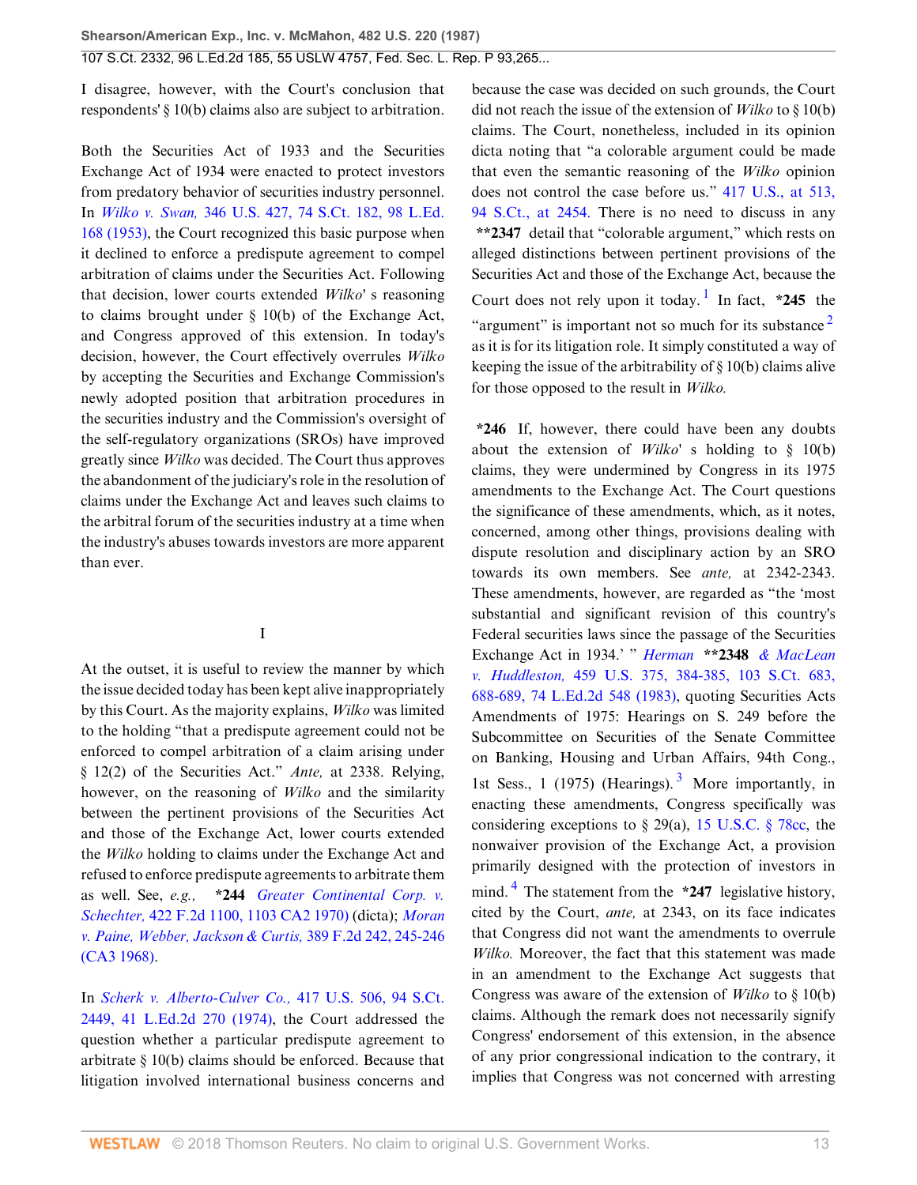I disagree, however, with the Court's conclusion that respondents' § 10(b) claims also are subject to arbitration.

Both the Securities Act of 1933 and the Securities Exchange Act of 1934 were enacted to protect investors from predatory behavior of securities industry personnel. In *Wilko v. Swan,* 346 U.S. 427, 74 S.Ct. 182, 98 L.Ed. 168 (1953), the Court recognized this basic purpose when it declined to enforce a predispute agreement to compel arbitration of claims under the Securities Act. Following that decision, lower courts extended *Wilko*' s reasoning to claims brought under § 10(b) of the Exchange Act, and Congress approved of this extension. In today's decision, however, the Court effectively overrules *Wilko* by accepting the Securities and Exchange Commission's newly adopted position that arbitration procedures in the securities industry and the Commission's oversight of the self-regulatory organizations (SROs) have improved greatly since *Wilko* was decided. The Court thus approves the abandonment of the judiciary's role in the resolution of claims under the Exchange Act and leaves such claims to the arbitral forum of the securities industry at a time when the industry's abuses towards investors are more apparent than ever.

## I

At the outset, it is useful to review the manner by which the issue decided today has been kept alive inappropriately by this Court. As the majority explains, *Wilko* was limited to the holding "that a predispute agreement could not be enforced to compel arbitration of a claim arising under § 12(2) of the Securities Act." *Ante,* at 2338. Relying, however, on the reasoning of *Wilko* and the similarity between the pertinent provisions of the Securities Act and those of the Exchange Act, lower courts extended the *Wilko* holding to claims under the Exchange Act and refused to enforce predispute agreements to arbitrate them as well. See, *e.g.,* **\*244** *Greater Continental Corp. v. Schechter,* 422 F.2d 1100, 1103 CA2 1970) (dicta); *Moran v. Paine, Webber, Jackson & Curtis,* 389 F.2d 242, 245-246 (CA3 1968).

In *Scherk v. Alberto-Culver Co.,* 417 U.S. 506, 94 S.Ct. 2449, 41 L.Ed.2d 270 (1974), the Court addressed the question whether a particular predispute agreement to arbitrate § 10(b) claims should be enforced. Because that litigation involved international business concerns and because the case was decided on such grounds, the Court did not reach the issue of the extension of *Wilko* to § 10(b) claims. The Court, nonetheless, included in its opinion dicta noting that "a colorable argument could be made that even the semantic reasoning of the *Wilko* opinion does not control the case before us." 417 U.S., at 513, 94 S.Ct., at 2454. There is no need to discuss in any **\*\*2347** detail that "colorable argument," which rests on alleged distinctions between pertinent provisions of the Securities Act and those of the Exchange Act, because the Court does not rely upon it today.[1] In fact, **\*245** the "argument" is important not so much for its substance[2] as it is for its litigation role. It simply constituted a way of keeping the issue of the arbitrability of § 10(b) claims alive for those opposed to the result in *Wilko.*

**\*246** If, however, there could have been any doubts about the extension of *Wilko*' s holding to § 10(b) claims, they were undermined by Congress in its 1975 amendments to the Exchange Act. The Court questions the significance of these amendments, which, as it notes, concerned, among other things, provisions dealing with dispute resolution and disciplinary action by an SRO towards its own members. See *ante,* at 2342-2343. These amendments, however, are regarded as "the 'most substantial and significant revision of this country's Federal securities laws since the passage of the Securities Exchange Act in 1934.' " *Herman* **\*\*2348** *& MacLean v. Huddleston,* 459 U.S. 375, 384-385, 103 S.Ct. 683, 688-689, 74 L.Ed.2d 548 (1983), quoting Securities Acts Amendments of 1975: Hearings on S. 249 before the Subcommittee on Securities of the Senate Committee on Banking, Housing and Urban Affairs, 94th Cong., 1st Sess., 1 (1975) (Hearings).[3] More importantly, in enacting these amendments, Congress specifically was considering exceptions to § 29(a), 15 U.S.C. § 78cc, the nonwaiver provision of the Exchange Act, a provision primarily designed with the protection of investors in mind.[4] The statement from the **\*247** legislative history, cited by the Court, *ante,* at 2343, on its face indicates that Congress did not want the amendments to overrule *Wilko.* Moreover, the fact that this statement was made in an amendment to the Exchange Act suggests that Congress was aware of the extension of *Wilko* to § 10(b) claims. Although the remark does not necessarily signify Congress' endorsement of this extension, in the absence of any prior congressional indication to the contrary, it implies that Congress was not concerned with arresting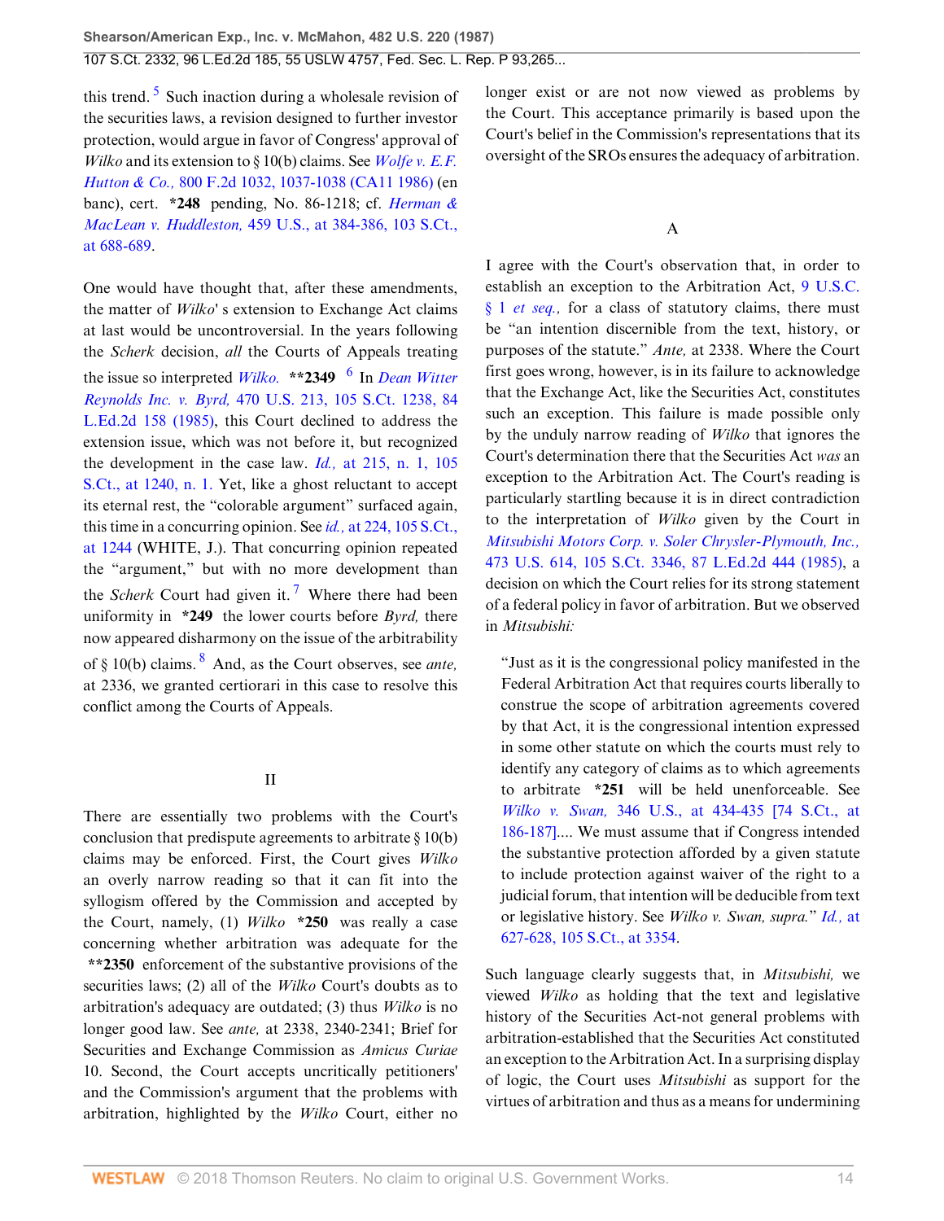this trend.[5] Such inaction during a wholesale revision of the securities laws, a revision designed to further investor protection, would argue in favor of Congress' approval of *Wilko* and its extension to § 10(b) claims. See *Wolfe v. E.F. Hutton & Co.,* 800 F.2d 1032, 1037-1038 (CA11 1986) (en banc), cert. **\*248** pending, No. 86-1218; cf. *Herman & MacLean v. Huddleston,* 459 U.S., at 384-386, 103 S.Ct., at 688-689.

One would have thought that, after these amendments, the matter of *Wilko*' s extension to Exchange Act claims at last would be uncontroversial. In the years following the *Scherk* decision, *all* the Courts of Appeals treating the issue so interpreted *Wilko.* **\*\*2349** [6] In *Dean Witter Reynolds Inc. v. Byrd,* 470 U.S. 213, 105 S.Ct. 1238, 84 L.Ed.2d 158 (1985), this Court declined to address the extension issue, which was not before it, but recognized the development in the case law. *Id.,* at 215, n. 1, 105 S.Ct., at 1240, n. 1. Yet, like a ghost reluctant to accept its eternal rest, the "colorable argument" surfaced again, this time in a concurring opinion. See *id.,* at 224, 105 S.Ct., at 1244 (WHITE, J.). That concurring opinion repeated the "argument," but with no more development than the *Scherk* Court had given it.[7] Where there had been uniformity in **\*249** the lower courts before *Byrd,* there now appeared disharmony on the issue of the arbitrability of § 10(b) claims.[8] And, as the Court observes, see *ante,* at 2336, we granted certiorari in this case to resolve this conflict among the Courts of Appeals.

## II

There are essentially two problems with the Court's conclusion that predispute agreements to arbitrate § 10(b) claims may be enforced. First, the Court gives *Wilko* an overly narrow reading so that it can fit into the syllogism offered by the Commission and accepted by the Court, namely, (1) *Wilko* **\*250** was really a case concerning whether arbitration was adequate for the **\*\*2350** enforcement of the substantive provisions of the securities laws; (2) all of the *Wilko* Court's doubts as to arbitration's adequacy are outdated; (3) thus *Wilko* is no longer good law. See *ante,* at 2338, 2340-2341; Brief for Securities and Exchange Commission as *Amicus Curiae* 10. Second, the Court accepts uncritically petitioners' and the Commission's argument that the problems with arbitration, highlighted by the *Wilko* Court, either no longer exist or are not now viewed as problems by the Court. This acceptance primarily is based upon the Court's belief in the Commission's representations that its oversight of the SROs ensures the adequacy of arbitration.

### A

I agree with the Court's observation that, in order to establish an exception to the Arbitration Act, 9 U.S.C. § 1 *et seq.,* for a class of statutory claims, there must be "an intention discernible from the text, history, or purposes of the statute." *Ante,* at 2338. Where the Court first goes wrong, however, is in its failure to acknowledge that the Exchange Act, like the Securities Act, constitutes such an exception. This failure is made possible only by the unduly narrow reading of *Wilko* that ignores the Court's determination there that the Securities Act *was* an exception to the Arbitration Act. The Court's reading is particularly startling because it is in direct contradiction to the interpretation of *Wilko* given by the Court in *Mitsubishi Motors Corp. v. Soler Chrysler-Plymouth, Inc.,* 473 U.S. 614, 105 S.Ct. 3346, 87 L.Ed.2d 444 (1985), a decision on which the Court relies for its strong statement of a federal policy in favor of arbitration. But we observed in *Mitsubishi:*

> "Just as it is the congressional policy manifested in the Federal Arbitration Act that requires courts liberally to construe the scope of arbitration agreements covered by that Act, it is the congressional intention expressed in some other statute on which the courts must rely to identify any category of claims as to which agreements to arbitrate **\*251** will be held unenforceable. See *Wilko v. Swan,* 346 U.S., at 434-435 [74 S.Ct., at 186-187].... We must assume that if Congress intended the substantive protection afforded by a given statute to include protection against waiver of the right to a judicial forum, that intention will be deducible from text or legislative history. See *Wilko v. Swan, supra.*" *Id.,* at 627-628, 105 S.Ct., at 3354.

Such language clearly suggests that, in *Mitsubishi,* we viewed *Wilko* as holding that the text and legislative history of the Securities Act-not general problems with arbitration-established that the Securities Act constituted an exception to the Arbitration Act. In a surprising display of logic, the Court uses *Mitsubishi* as support for the virtues of arbitration and thus as a means for undermining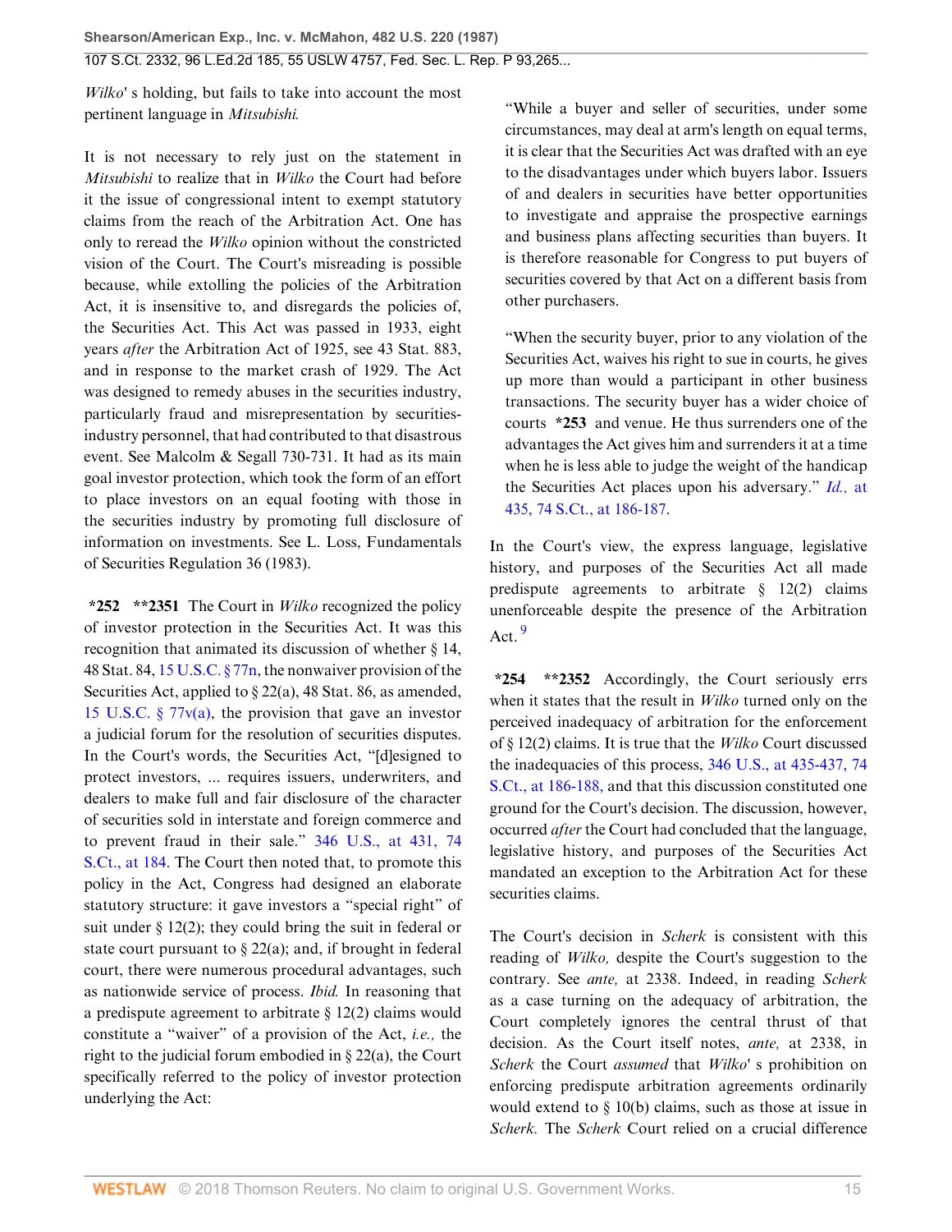*Wilko*' s holding, but fails to take into account the most pertinent language in *Mitsubishi.*

It is not necessary to rely just on the statement in *Mitsubishi* to realize that in *Wilko* the Court had before it the issue of congressional intent to exempt statutory claims from the reach of the Arbitration Act. One has only to reread the *Wilko* opinion without the constricted vision of the Court. The Court's misreading is possible because, while extolling the policies of the Arbitration Act, it is insensitive to, and disregards the policies of, the Securities Act. This Act was passed in 1933, eight years *after* the Arbitration Act of 1925, see 43 Stat. 883, and in response to the market crash of 1929. The Act was designed to remedy abuses in the securities industry, particularly fraud and misrepresentation by securities-industry personnel, that had contributed to that disastrous event. See Malcolm & Segall 730-731. It had as its main goal investor protection, which took the form of an effort to place investors on an equal footing with those in the securities industry by promoting full disclosure of information on investments. See L. Loss, Fundamentals of Securities Regulation 36 (1983).

**\*252 \*\*2351** The Court in *Wilko* recognized the policy of investor protection in the Securities Act. It was this recognition that animated its discussion of whether § 14, 48 Stat. 84, 15 U.S.C. § 77n, the nonwaiver provision of the Securities Act, applied to § 22(a), 48 Stat. 86, as amended, 15 U.S.C. § 77v(a), the provision that gave an investor a judicial forum for the resolution of securities disputes. In the Court's words, the Securities Act, "[d]esigned to protect investors, ... requires issuers, underwriters, and dealers to make full and fair disclosure of the character of securities sold in interstate and foreign commerce and to prevent fraud in their sale." 346 U.S., at 431, 74 S.Ct., at 184. The Court then noted that, to promote this policy in the Act, Congress had designed an elaborate statutory structure: it gave investors a "special right" of suit under § 12(2); they could bring the suit in federal or state court pursuant to § 22(a); and, if brought in federal court, there were numerous procedural advantages, such as nationwide service of process. *Ibid.* In reasoning that a predispute agreement to arbitrate § 12(2) claims would constitute a "waiver" of a provision of the Act, *i.e.,* the right to the judicial forum embodied in § 22(a), the Court specifically referred to the policy of investor protection underlying the Act:

"While a buyer and seller of securities, under some circumstances, may deal at arm's length on equal terms, it is clear that the Securities Act was drafted with an eye to the disadvantages under which buyers labor. Issuers of and dealers in securities have better opportunities to investigate and appraise the prospective earnings and business plans affecting securities than buyers. It is therefore reasonable for Congress to put buyers of securities covered by that Act on a different basis from other purchasers.

"When the security buyer, prior to any violation of the Securities Act, waives his right to sue in courts, he gives up more than would a participant in other business transactions. The security buyer has a wider choice of courts **\*253** and venue. He thus surrenders one of the advantages the Act gives him and surrenders it at a time when he is less able to judge the weight of the handicap the Securities Act places upon his adversary." *Id.,* at 435, 74 S.Ct., at 186-187.

In the Court's view, the express language, legislative history, and purposes of the Securities Act all made predispute agreements to arbitrate § 12(2) claims unenforceable despite the presence of the Arbitration Act.[9]

**\*254 \*\*2352** Accordingly, the Court seriously errs when it states that the result in *Wilko* turned only on the perceived inadequacy of arbitration for the enforcement of § 12(2) claims. It is true that the *Wilko* Court discussed the inadequacies of this process, 346 U.S., at 435-437, 74 S.Ct., at 186-188, and that this discussion constituted one ground for the Court's decision. The discussion, however, occurred *after* the Court had concluded that the language, legislative history, and purposes of the Securities Act mandated an exception to the Arbitration Act for these securities claims.

The Court's decision in *Scherk* is consistent with this reading of *Wilko,* despite the Court's suggestion to the contrary. See *ante,* at 2338. Indeed, in reading *Scherk* as a case turning on the adequacy of arbitration, the Court completely ignores the central thrust of that decision. As the Court itself notes, *ante,* at 2338, in *Scherk* the Court *assumed* that *Wilko*' s prohibition on enforcing predispute arbitration agreements ordinarily would extend to § 10(b) claims, such as those at issue in *Scherk.* The *Scherk* Court relied on a crucial difference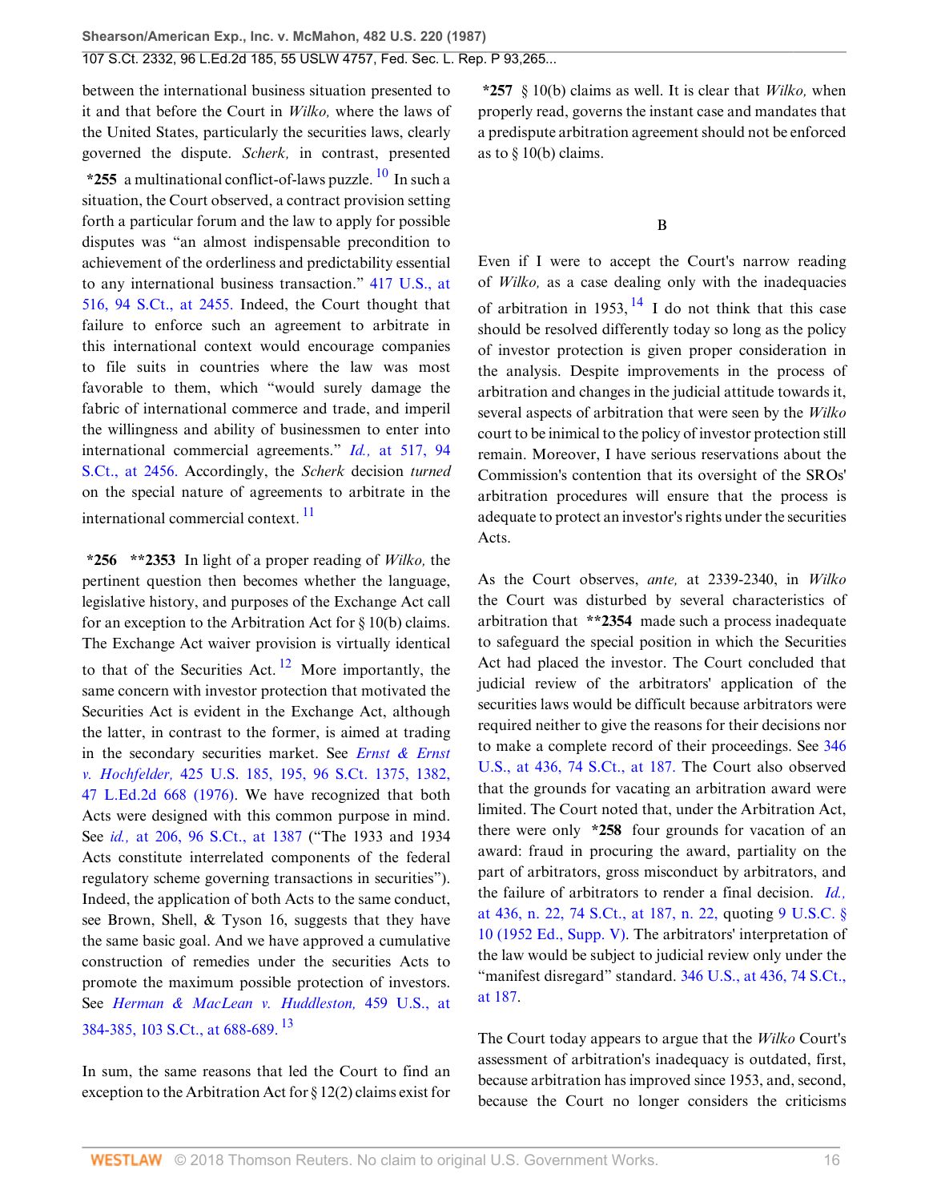between the international business situation presented to it and that before the Court in *Wilko,* where the laws of the United States, particularly the securities laws, clearly governed the dispute. *Scherk,* in contrast, presented **\*255** a multinational conflict-of-laws puzzle. [10] In such a situation, the Court observed, a contract provision setting forth a particular forum and the law to apply for possible disputes was "an almost indispensable precondition to achievement of the orderliness and predictability essential to any international business transaction." 417 U.S., at 516, 94 S.Ct., at 2455. Indeed, the Court thought that failure to enforce such an agreement to arbitrate in this international context would encourage companies to file suits in countries where the law was most favorable to them, which "would surely damage the fabric of international commerce and trade, and imperil the willingness and ability of businessmen to enter into international commercial agreements." *Id.,* at 517, 94 S.Ct., at 2456. Accordingly, the *Scherk* decision *turned* on the special nature of agreements to arbitrate in the international commercial context. [11]

**\*256 \*\*2353** In light of a proper reading of *Wilko,* the pertinent question then becomes whether the language, legislative history, and purposes of the Exchange Act call for an exception to the Arbitration Act for § 10(b) claims. The Exchange Act waiver provision is virtually identical to that of the Securities Act. [12] More importantly, the same concern with investor protection that motivated the Securities Act is evident in the Exchange Act, although the latter, in contrast to the former, is aimed at trading in the secondary securities market. See *Ernst & Ernst v. Hochfelder,* 425 U.S. 185, 195, 96 S.Ct. 1375, 1382, 47 L.Ed.2d 668 (1976). We have recognized that both Acts were designed with this common purpose in mind. See *id.,* at 206, 96 S.Ct., at 1387 ("The 1933 and 1934 Acts constitute interrelated components of the federal regulatory scheme governing transactions in securities"). Indeed, the application of both Acts to the same conduct, see Brown, Shell, & Tyson 16, suggests that they have the same basic goal. And we have approved a cumulative construction of remedies under the securities Acts to promote the maximum possible protection of investors. See *Herman & MacLean v. Huddleston,* 459 U.S., at 384-385, 103 S.Ct., at 688-689. [13]

In sum, the same reasons that led the Court to find an exception to the Arbitration Act for § 12(2) claims exist for **\*257** § 10(b) claims as well. It is clear that *Wilko,* when properly read, governs the instant case and mandates that a predispute arbitration agreement should not be enforced as to § 10(b) claims.

### B

Even if I were to accept the Court's narrow reading of *Wilko,* as a case dealing only with the inadequacies of arbitration in 1953, [14] I do not think that this case should be resolved differently today so long as the policy of investor protection is given proper consideration in the analysis. Despite improvements in the process of arbitration and changes in the judicial attitude towards it, several aspects of arbitration that were seen by the *Wilko* court to be inimical to the policy of investor protection still remain. Moreover, I have serious reservations about the Commission's contention that its oversight of the SROs' arbitration procedures will ensure that the process is adequate to protect an investor's rights under the securities Acts.

As the Court observes, *ante,* at 2339-2340, in *Wilko* the Court was disturbed by several characteristics of arbitration that **\*\*2354** made such a process inadequate to safeguard the special position in which the Securities Act had placed the investor. The Court concluded that judicial review of the arbitrators' application of the securities laws would be difficult because arbitrators were required neither to give the reasons for their decisions nor to make a complete record of their proceedings. See 346 U.S., at 436, 74 S.Ct., at 187. The Court also observed that the grounds for vacating an arbitration award were limited. The Court noted that, under the Arbitration Act, there were only **\*258** four grounds for vacation of an award: fraud in procuring the award, partiality on the part of arbitrators, gross misconduct by arbitrators, and the failure of arbitrators to render a final decision. *Id.,* at 436, n. 22, 74 S.Ct., at 187, n. 22, quoting 9 U.S.C. § 10 (1952 Ed., Supp. V). The arbitrators' interpretation of the law would be subject to judicial review only under the "manifest disregard" standard. 346 U.S., at 436, 74 S.Ct., at 187.

The Court today appears to argue that the *Wilko* Court's assessment of arbitration's inadequacy is outdated, first, because arbitration has improved since 1953, and, second, because the Court no longer considers the criticisms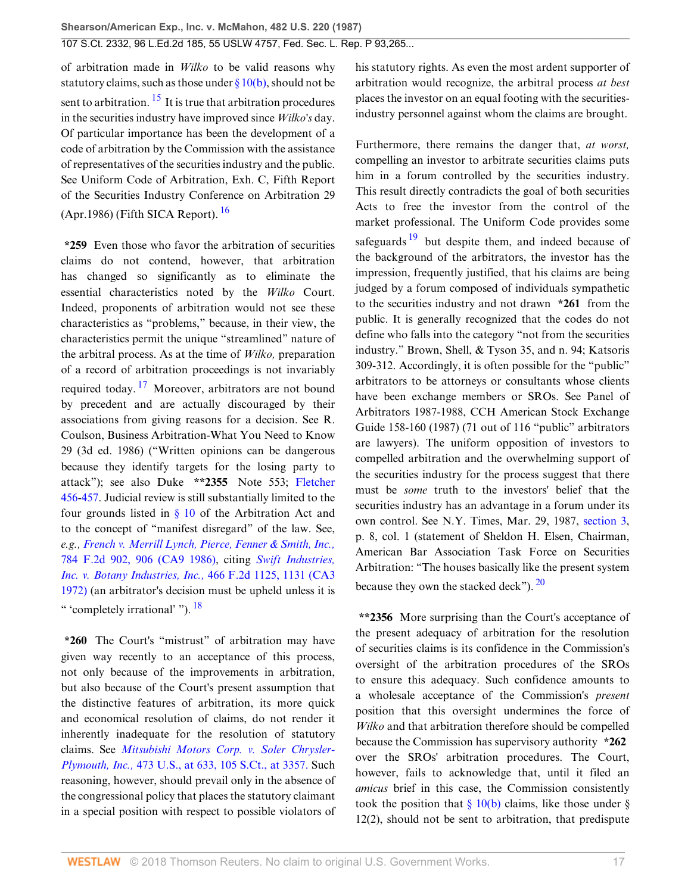of arbitration made in *Wilko* to be valid reasons why statutory claims, such as those under § 10(b), should not be sent to arbitration. [15] It is true that arbitration procedures in the securities industry have improved since *Wilko's* day. Of particular importance has been the development of a code of arbitration by the Commission with the assistance of representatives of the securities industry and the public. See Uniform Code of Arbitration, Exh. C, Fifth Report of the Securities Industry Conference on Arbitration 29 (Apr.1986) (Fifth SICA Report). [16]

**\*259** Even those who favor the arbitration of securities claims do not contend, however, that arbitration has changed so significantly as to eliminate the essential characteristics noted by the *Wilko* Court. Indeed, proponents of arbitration would not see these characteristics as "problems," because, in their view, the characteristics permit the unique "streamlined" nature of the arbitral process. As at the time of *Wilko,* preparation of a record of arbitration proceedings is not invariably required today. [17] Moreover, arbitrators are not bound by precedent and are actually discouraged by their associations from giving reasons for a decision. See R. Coulson, Business Arbitration-What You Need to Know 29 (3d ed. 1986) ("Written opinions can be dangerous because they identify targets for the losing party to attack"); see also Duke **\*\*2355** Note 553; Fletcher 456-457. Judicial review is still substantially limited to the four grounds listed in § 10 of the Arbitration Act and to the concept of "manifest disregard" of the law. See, *e.g., French v. Merrill Lynch, Pierce, Fenner & Smith, Inc.,* 784 F.2d 902, 906 (CA9 1986), citing *Swift Industries, Inc. v. Botany Industries, Inc.,* 466 F.2d 1125, 1131 (CA3 1972) (an arbitrator's decision must be upheld unless it is " 'completely irrational' "). [18]

**\*260** The Court's "mistrust" of arbitration may have given way recently to an acceptance of this process, not only because of the improvements in arbitration, but also because of the Court's present assumption that the distinctive features of arbitration, its more quick and economical resolution of claims, do not render it inherently inadequate for the resolution of statutory claims. See *Mitsubishi Motors Corp. v. Soler Chrysler-Plymouth, Inc.,* 473 U.S., at 633, 105 S.Ct., at 3357. Such reasoning, however, should prevail only in the absence of the congressional policy that places the statutory claimant in a special position with respect to possible violators of his statutory rights. As even the most ardent supporter of arbitration would recognize, the arbitral process *at best* places the investor on an equal footing with the securities-industry personnel against whom the claims are brought.

Furthermore, there remains the danger that, *at worst,* compelling an investor to arbitrate securities claims puts him in a forum controlled by the securities industry. This result directly contradicts the goal of both securities Acts to free the investor from the control of the market professional. The Uniform Code provides some safeguards [19] but despite them, and indeed because of the background of the arbitrators, the investor has the impression, frequently justified, that his claims are being judged by a forum composed of individuals sympathetic to the securities industry and not drawn **\*261** from the public. It is generally recognized that the codes do not define who falls into the category "not from the securities industry." Brown, Shell, & Tyson 35, and n. 94; Katsoris 309-312. Accordingly, it is often possible for the "public" arbitrators to be attorneys or consultants whose clients have been exchange members or SROs. See Panel of Arbitrators 1987-1988, CCH American Stock Exchange Guide 158-160 (1987) (71 out of 116 "public" arbitrators are lawyers). The uniform opposition of investors to compelled arbitration and the overwhelming support of the securities industry for the process suggest that there must be *some* truth to the investors' belief that the securities industry has an advantage in a forum under its own control. See N.Y. Times, Mar. 29, 1987, section 3, p. 8, col. 1 (statement of Sheldon H. Elsen, Chairman, American Bar Association Task Force on Securities Arbitration: "The houses basically like the present system because they own the stacked deck"). [20]

**\*\*2356** More surprising than the Court's acceptance of the present adequacy of arbitration for the resolution of securities claims is its confidence in the Commission's oversight of the arbitration procedures of the SROs to ensure this adequacy. Such confidence amounts to a wholesale acceptance of the Commission's *present* position that this oversight undermines the force of *Wilko* and that arbitration therefore should be compelled because the Commission has supervisory authority **\*262** over the SROs' arbitration procedures. The Court, however, fails to acknowledge that, until it filed an *amicus* brief in this case, the Commission consistently took the position that § 10(b) claims, like those under § 12(2), should not be sent to arbitration, that predispute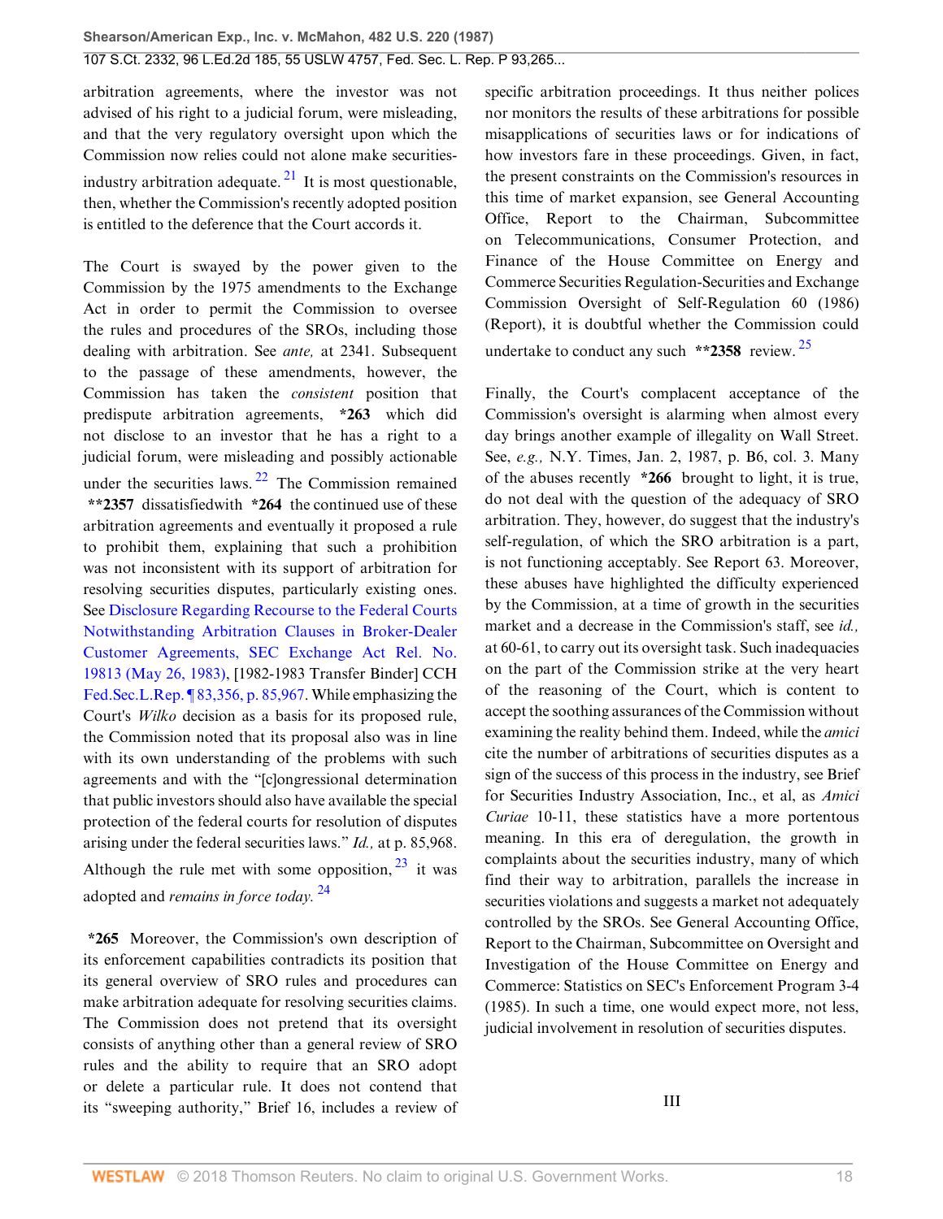arbitration agreements, where the investor was not advised of his right to a judicial forum, were misleading, and that the very regulatory oversight upon which the Commission now relies could not alone make securities-industry arbitration adequate. [21] It is most questionable, then, whether the Commission's recently adopted position is entitled to the deference that the Court accords it.

The Court is swayed by the power given to the Commission by the 1975 amendments to the Exchange Act in order to permit the Commission to oversee the rules and procedures of the SROs, including those dealing with arbitration. See *ante,* at 2341. Subsequent to the passage of these amendments, however, the Commission has taken the *consistent* position that predispute arbitration agreements, **\*263** which did not disclose to an investor that he has a right to a judicial forum, were misleading and possibly actionable under the securities laws. [22] The Commission remained **\*\*2357** dissatisfiedwith **\*264** the continued use of these arbitration agreements and eventually it proposed a rule to prohibit them, explaining that such a prohibition was not inconsistent with its support of arbitration for resolving securities disputes, particularly existing ones. See Disclosure Regarding Recourse to the Federal Courts Notwithstanding Arbitration Clauses in Broker-Dealer Customer Agreements, SEC Exchange Act Rel. No. 19813 (May 26, 1983), [1982-1983 Transfer Binder] CCH Fed.Sec.L.Rep. ¶ 83,356, p. 85,967. While emphasizing the Court's *Wilko* decision as a basis for its proposed rule, the Commission noted that its proposal also was in line with its own understanding of the problems with such agreements and with the "[c]ongressional determination that public investors should also have available the special protection of the federal courts for resolution of disputes arising under the federal securities laws." *Id.,* at p. 85,968. Although the rule met with some opposition, [23] it was adopted and *remains in force today.* [24]

**\*265** Moreover, the Commission's own description of its enforcement capabilities contradicts its position that its general overview of SRO rules and procedures can make arbitration adequate for resolving securities claims. The Commission does not pretend that its oversight consists of anything other than a general review of SRO rules and the ability to require that an SRO adopt or delete a particular rule. It does not contend that its "sweeping authority," Brief 16, includes a review of specific arbitration proceedings. It thus neither polices nor monitors the results of these arbitrations for possible misapplications of securities laws or for indications of how investors fare in these proceedings. Given, in fact, the present constraints on the Commission's resources in this time of market expansion, see General Accounting Office, Report to the Chairman, Subcommittee on Telecommunications, Consumer Protection, and Finance of the House Committee on Energy and Commerce Securities Regulation-Securities and Exchange Commission Oversight of Self-Regulation 60 (1986) (Report), it is doubtful whether the Commission could undertake to conduct any such **\*\*2358** review. [25]

Finally, the Court's complacent acceptance of the Commission's oversight is alarming when almost every day brings another example of illegality on Wall Street. See, *e.g.,* N.Y. Times, Jan. 2, 1987, p. B6, col. 3. Many of the abuses recently **\*266** brought to light, it is true, do not deal with the question of the adequacy of SRO arbitration. They, however, do suggest that the industry's self-regulation, of which the SRO arbitration is a part, is not functioning acceptably. See Report 63. Moreover, these abuses have highlighted the difficulty experienced by the Commission, at a time of growth in the securities market and a decrease in the Commission's staff, see *id.,* at 60-61, to carry out its oversight task. Such inadequacies on the part of the Commission strike at the very heart of the reasoning of the Court, which is content to accept the soothing assurances of the Commission without examining the reality behind them. Indeed, while the *amici* cite the number of arbitrations of securities disputes as a sign of the success of this process in the industry, see Brief for Securities Industry Association, Inc., et al, as *Amici Curiae* 10-11, these statistics have a more portentous meaning. In this era of deregulation, the growth in complaints about the securities industry, many of which find their way to arbitration, parallels the increase in securities violations and suggests a market not adequately controlled by the SROs. See General Accounting Office, Report to the Chairman, Subcommittee on Oversight and Investigation of the House Committee on Energy and Commerce: Statistics on SEC's Enforcement Program 3-4 (1985). In such a time, one would expect more, not less, judicial involvement in resolution of securities disputes.

### III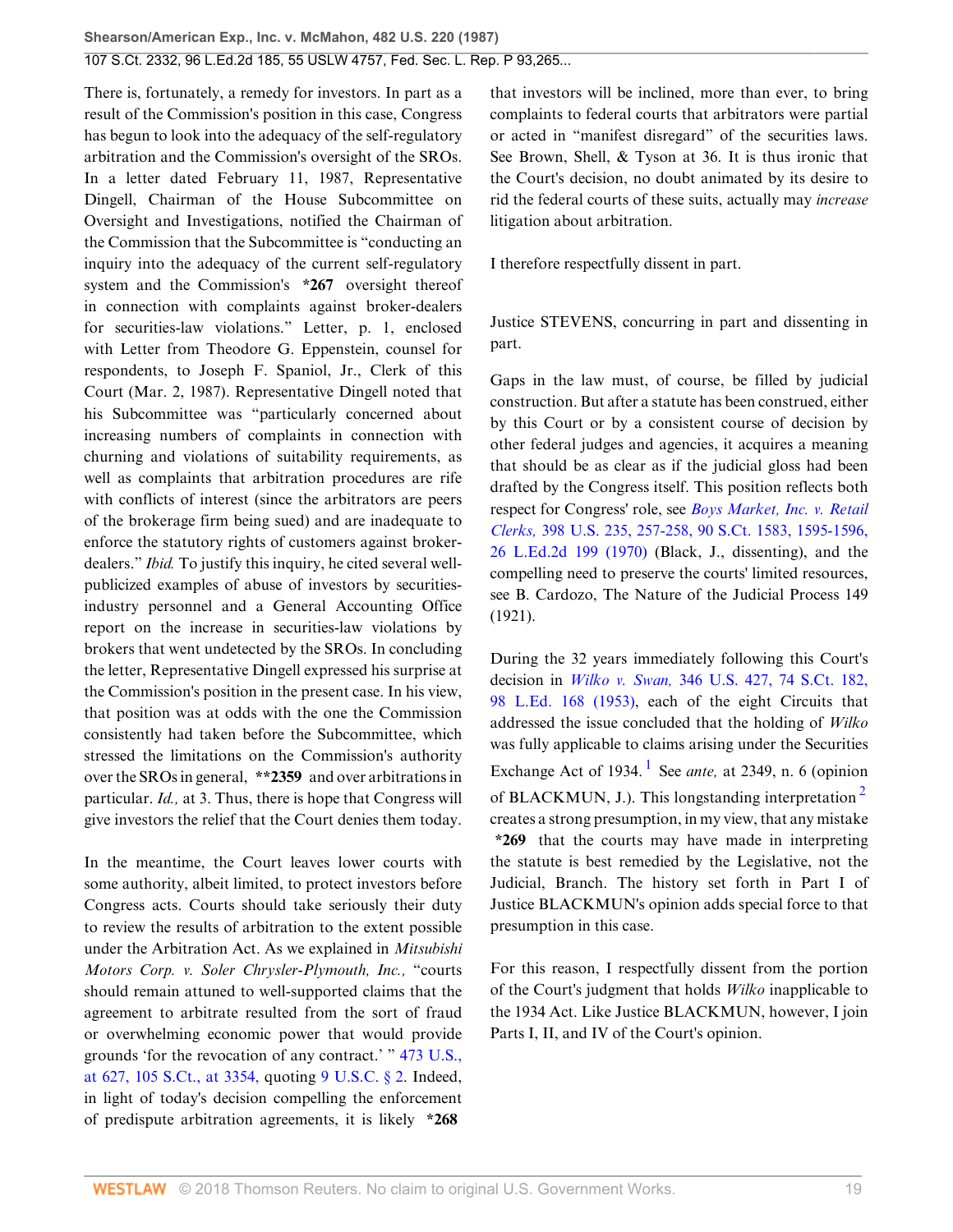There is, fortunately, a remedy for investors. In part as a result of the Commission's position in this case, Congress has begun to look into the adequacy of the self-regulatory arbitration and the Commission's oversight of the SROs. In a letter dated February 11, 1987, Representative Dingell, Chairman of the House Subcommittee on Oversight and Investigations, notified the Chairman of the Commission that the Subcommittee is "conducting an inquiry into the adequacy of the current self-regulatory system and the Commission's **\*267** oversight thereof in connection with complaints against broker-dealers for securities-law violations." Letter, p. 1, enclosed with Letter from Theodore G. Eppenstein, counsel for respondents, to Joseph F. Spaniol, Jr., Clerk of this Court (Mar. 2, 1987). Representative Dingell noted that his Subcommittee was "particularly concerned about increasing numbers of complaints in connection with churning and violations of suitability requirements, as well as complaints that arbitration procedures are rife with conflicts of interest (since the arbitrators are peers of the brokerage firm being sued) and are inadequate to enforce the statutory rights of customers against broker-dealers." *Ibid.* To justify this inquiry, he cited several well-publicized examples of abuse of investors by securities-industry personnel and a General Accounting Office report on the increase in securities-law violations by brokers that went undetected by the SROs. In concluding the letter, Representative Dingell expressed his surprise at the Commission's position in the present case. In his view, that position was at odds with the one the Commission consistently had taken before the Subcommittee, which stressed the limitations on the Commission's authority over the SROs in general, **\*\*2359** and over arbitrations in particular. *Id.,* at 3. Thus, there is hope that Congress will give investors the relief that the Court denies them today.

In the meantime, the Court leaves lower courts with some authority, albeit limited, to protect investors before Congress acts. Courts should take seriously their duty to review the results of arbitration to the extent possible under the Arbitration Act. As we explained in *Mitsubishi Motors Corp. v. Soler Chrysler-Plymouth, Inc.,* "courts should remain attuned to well-supported claims that the agreement to arbitrate resulted from the sort of fraud or overwhelming economic power that would provide grounds 'for the revocation of any contract.' " 473 U.S., at 627, 105 S.Ct., at 3354, quoting 9 U.S.C. § 2. Indeed, in light of today's decision compelling the enforcement of predispute arbitration agreements, it is likely **\*268** that investors will be inclined, more than ever, to bring complaints to federal courts that arbitrators were partial or acted in "manifest disregard" of the securities laws. See Brown, Shell, & Tyson at 36. It is thus ironic that the Court's decision, no doubt animated by its desire to rid the federal courts of these suits, actually may *increase* litigation about arbitration.

I therefore respectfully dissent in part.

Justice STEVENS, concurring in part and dissenting in part.

Gaps in the law must, of course, be filled by judicial construction. But after a statute has been construed, either by this Court or by a consistent course of decision by other federal judges and agencies, it acquires a meaning that should be as clear as if the judicial gloss had been drafted by the Congress itself. This position reflects both respect for Congress' role, see *Boys Market, Inc. v. Retail Clerks,* 398 U.S. 235, 257-258, 90 S.Ct. 1583, 1595-1596, 26 L.Ed.2d 199 (1970) (Black, J., dissenting), and the compelling need to preserve the courts' limited resources, see B. Cardozo, The Nature of the Judicial Process 149 (1921).

During the 32 years immediately following this Court's decision in *Wilko v. Swan,* 346 U.S. 427, 74 S.Ct. 182, 98 L.Ed. 168 (1953), each of the eight Circuits that addressed the issue concluded that the holding of *Wilko* was fully applicable to claims arising under the Securities Exchange Act of 1934.[1] See *ante,* at 2349, n. 6 (opinion of BLACKMUN, J.). This longstanding interpretation[2] creates a strong presumption, in my view, that any mistake **\*269** that the courts may have made in interpreting the statute is best remedied by the Legislative, not the Judicial, Branch. The history set forth in Part I of Justice BLACKMUN's opinion adds special force to that presumption in this case.

For this reason, I respectfully dissent from the portion of the Court's judgment that holds *Wilko* inapplicable to the 1934 Act. Like Justice BLACKMUN, however, I join Parts I, II, and IV of the Court's opinion.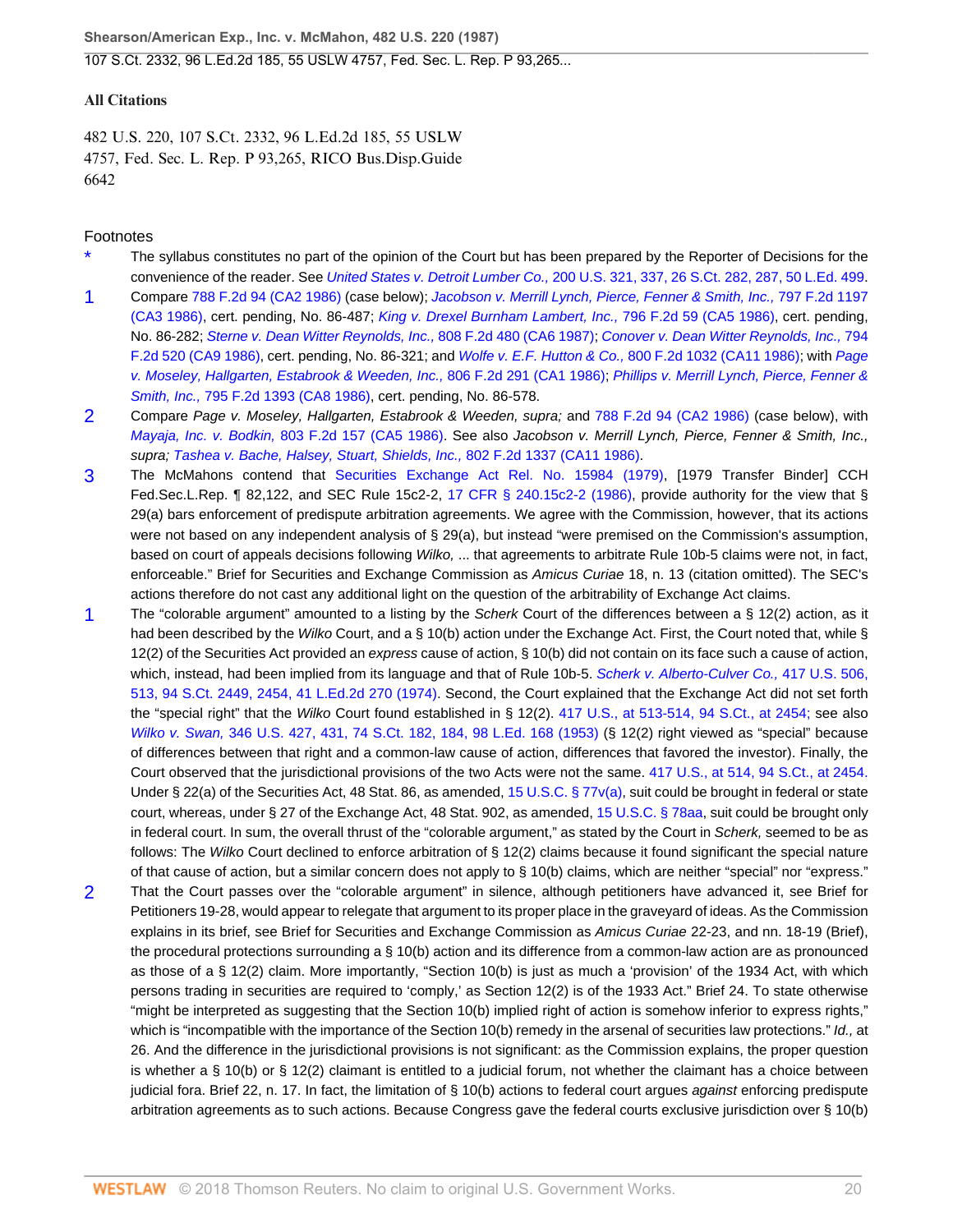## All Citations

482 U.S. 220, 107 S.Ct. 2332, 96 L.Ed.2d 185, 55 USLW 4757, Fed. Sec. L. Rep. P 93,265, RICO Bus.Disp.Guide 6642

### Footnotes

\* The syllabus constitutes no part of the opinion of the Court but has been prepared by the Reporter of Decisions for the convenience of the reader. See *United States v. Detroit Lumber Co.,* 200 U.S. 321, 337, 26 S.Ct. 282, 287, 50 L.Ed. 499.

1 Compare 788 F.2d 94 (CA2 1986) (case below); *Jacobson v. Merrill Lynch, Pierce, Fenner & Smith, Inc.,* 797 F.2d 1197 (CA3 1986), cert. pending, No. 86-487; *King v. Drexel Burnham Lambert, Inc.,* 796 F.2d 59 (CA5 1986), cert. pending, No. 86-282; *Sterne v. Dean Witter Reynolds, Inc.,* 808 F.2d 480 (CA6 1987); *Conover v. Dean Witter Reynolds, Inc.,* 794 F.2d 520 (CA9 1986), cert. pending, No. 86-321; and *Wolfe v. E.F. Hutton & Co.,* 800 F.2d 1032 (CA11 1986); with *Page v. Moseley, Hallgarten, Estabrook & Weeden, Inc.,* 806 F.2d 291 (CA1 1986); *Phillips v. Merrill Lynch, Pierce, Fenner & Smith, Inc.,* 795 F.2d 1393 (CA8 1986), cert. pending, No. 86-578.

2 Compare *Page v. Moseley, Hallgarten, Estabrook & Weeden, supra;* and 788 F.2d 94 (CA2 1986) (case below), with *Mayaja, Inc. v. Bodkin,* 803 F.2d 157 (CA5 1986). See also *Jacobson v. Merrill Lynch, Pierce, Fenner & Smith, Inc., supra; Tashea v. Bache, Halsey, Stuart, Shields, Inc.,* 802 F.2d 1337 (CA11 1986).

3 The McMahons contend that Securities Exchange Act Rel. No. 15984 (1979), [1979 Transfer Binder] CCH Fed.Sec.L.Rep. ¶ 82,122, and SEC Rule 15c2-2, 17 CFR § 240.15c2-2 (1986), provide authority for the view that § 29(a) bars enforcement of predispute arbitration agreements. We agree with the Commission, however, that its actions were not based on any independent analysis of § 29(a), but instead "were premised on the Commission's assumption, based on court of appeals decisions following *Wilko,* ... that agreements to arbitrate Rule 10b-5 claims were not, in fact, enforceable." Brief for Securities and Exchange Commission as *Amicus Curiae* 18, n. 13 (citation omitted). The SEC's actions therefore do not cast any additional light on the question of the arbitrability of Exchange Act claims.

1 The "colorable argument" amounted to a listing by the *Scherk* Court of the differences between a § 12(2) action, as it had been described by the *Wilko* Court, and a § 10(b) action under the Exchange Act. First, the Court noted that, while § 12(2) of the Securities Act provided an *express* cause of action, § 10(b) did not contain on its face such a cause of action, which, instead, had been implied from its language and that of Rule 10b-5. *Scherk v. Alberto-Culver Co.,* 417 U.S. 506, 513, 94 S.Ct. 2449, 2454, 41 L.Ed.2d 270 (1974). Second, the Court explained that the Exchange Act did not set forth the "special right" that the *Wilko* Court found established in § 12(2). 417 U.S., at 513-514, 94 S.Ct., at 2454; see also *Wilko v. Swan,* 346 U.S. 427, 431, 74 S.Ct. 182, 184, 98 L.Ed. 168 (1953) (§ 12(2) right viewed as "special" because of differences between that right and a common-law cause of action, differences that favored the investor). Finally, the Court observed that the jurisdictional provisions of the two Acts were not the same. 417 U.S., at 514, 94 S.Ct., at 2454. Under § 22(a) of the Securities Act, 48 Stat. 86, as amended, 15 U.S.C. § 77v(a), suit could be brought in federal or state court, whereas, under § 27 of the Exchange Act, 48 Stat. 902, as amended, 15 U.S.C. § 78aa, suit could be brought only in federal court. In sum, the overall thrust of the "colorable argument," as stated by the Court in *Scherk,* seemed to be as follows: The *Wilko* Court declined to enforce arbitration of § 12(2) claims because it found significant the special nature of that cause of action, but a similar concern does not apply to § 10(b) claims, which are neither "special" nor "express."

2 That the Court passes over the "colorable argument" in silence, although petitioners have advanced it, see Brief for Petitioners 19-28, would appear to relegate that argument to its proper place in the graveyard of ideas. As the Commission explains in its brief, see Brief for Securities and Exchange Commission as *Amicus Curiae* 22-23, and nn. 18-19 (Brief), the procedural protections surrounding a § 10(b) action and its difference from a common-law action are as pronounced as those of a § 12(2) claim. More importantly, "Section 10(b) is just as much a 'provision' of the 1934 Act, with which persons trading in securities are required to 'comply,' as Section 12(2) is of the 1933 Act." Brief 24. To state otherwise "might be interpreted as suggesting that the Section 10(b) implied right of action is somehow inferior to express rights," which is "incompatible with the importance of the Section 10(b) remedy in the arsenal of securities law protections." *Id.,* at 26. And the difference in the jurisdictional provisions is not significant: as the Commission explains, the proper question is whether a § 10(b) or § 12(2) claimant is entitled to a judicial forum, not whether the claimant has a choice between judicial fora. Brief 22, n. 17. In fact, the limitation of § 10(b) actions to federal court argues *against* enforcing predispute arbitration agreements as to such actions. Because Congress gave the federal courts exclusive jurisdiction over § 10(b)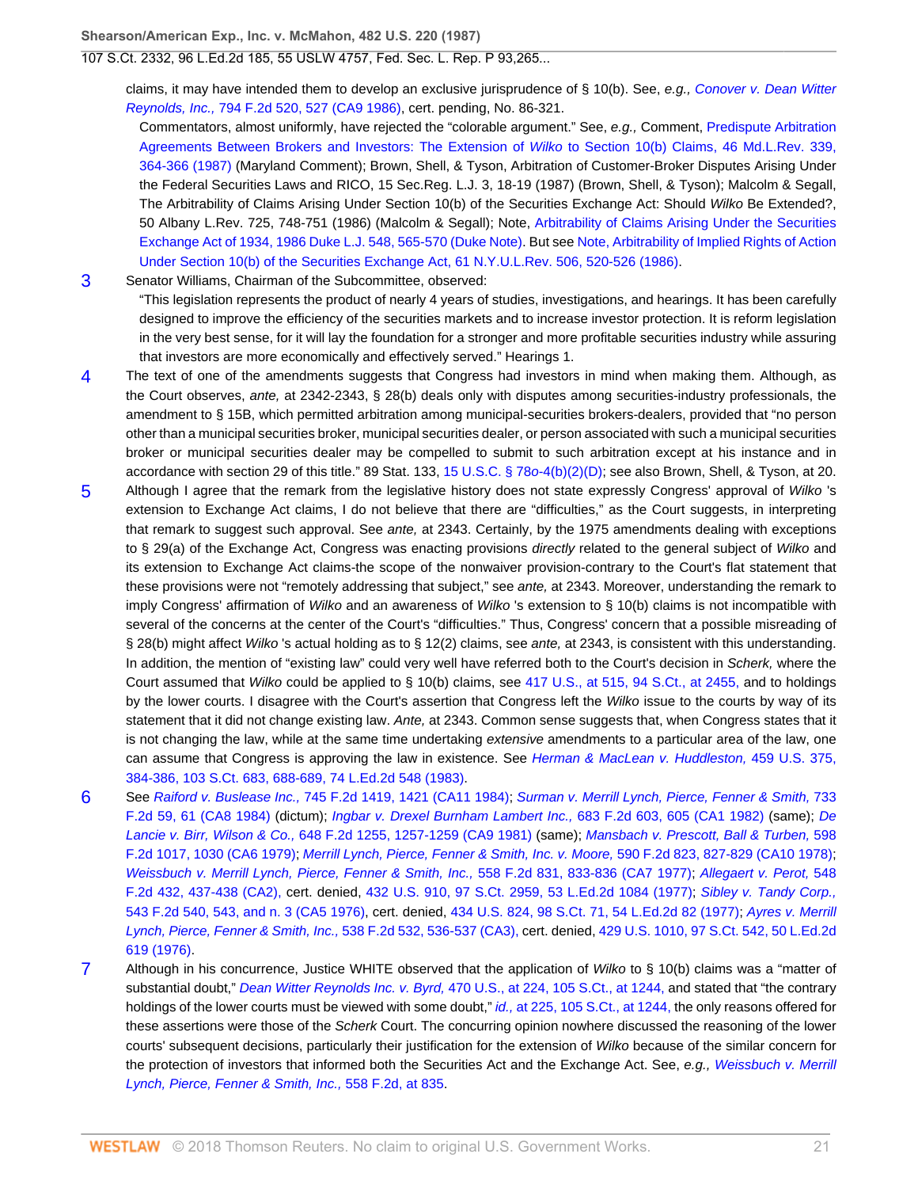claims, it may have intended them to develop an exclusive jurisprudence of § 10(b). See, *e.g., Conover v. Dean Witter Reynolds, Inc.,* 794 F.2d 520, 527 (CA9 1986), cert. pending, No. 86-321.

Commentators, almost uniformly, have rejected the "colorable argument." See, *e.g.,* Comment, Predispute Arbitration Agreements Between Brokers and Investors: The Extension of *Wilko* to Section 10(b) Claims, 46 Md.L.Rev. 339, 364-366 (1987) (Maryland Comment); Brown, Shell, & Tyson, Arbitration of Customer-Broker Disputes Arising Under the Federal Securities Laws and RICO, 15 Sec.Reg. L.J. 3, 18-19 (1987) (Brown, Shell, & Tyson); Malcolm & Segall, The Arbitrability of Claims Arising Under Section 10(b) of the Securities Exchange Act: Should *Wilko* Be Extended?, 50 Albany L.Rev. 725, 748-751 (1986) (Malcolm & Segall); Note, Arbitrability of Claims Arising Under the Securities Exchange Act of 1934, 1986 Duke L.J. 548, 565-570 (Duke Note). But see Note, Arbitrability of Implied Rights of Action Under Section 10(b) of the Securities Exchange Act, 61 N.Y.U.L.Rev. 506, 520-526 (1986).

3 Senator Williams, Chairman of the Subcommittee, observed:

"This legislation represents the product of nearly 4 years of studies, investigations, and hearings. It has been carefully designed to improve the efficiency of the securities markets and to increase investor protection. It is reform legislation in the very best sense, for it will lay the foundation for a stronger and more profitable securities industry while assuring that investors are more economically and effectively served." Hearings 1.

4 The text of one of the amendments suggests that Congress had investors in mind when making them. Although, as the Court observes, *ante,* at 2342-2343, § 28(b) deals only with disputes among securities-industry professionals, the amendment to § 15B, which permitted arbitration among municipal-securities brokers-dealers, provided that "no person other than a municipal securities broker, municipal securities dealer, or person associated with such a municipal securities broker or municipal securities dealer may be compelled to submit to such arbitration except at his instance and in accordance with section 29 of this title." 89 Stat. 133, 15 U.S.C. § 78*o*-4(b)(2)(D); see also Brown, Shell, & Tyson, at 20.

5 Although I agree that the remark from the legislative history does not state expressly Congress' approval of *Wilko* 's extension to Exchange Act claims, I do not believe that there are "difficulties," as the Court suggests, in interpreting that remark to suggest such approval. See *ante,* at 2343. Certainly, by the 1975 amendments dealing with exceptions to § 29(a) of the Exchange Act, Congress was enacting provisions *directly* related to the general subject of *Wilko* and its extension to Exchange Act claims-the scope of the nonwaiver provision-contrary to the Court's flat statement that these provisions were not "remotely addressing that subject," see *ante,* at 2343. Moreover, understanding the remark to imply Congress' affirmation of *Wilko* and an awareness of *Wilko* 's extension to § 10(b) claims is not incompatible with several of the concerns at the center of the Court's "difficulties." Thus, Congress' concern that a possible misreading of § 28(b) might affect *Wilko* 's actual holding as to § 12(2) claims, see *ante,* at 2343, is consistent with this understanding. In addition, the mention of "existing law" could very well have referred both to the Court's decision in *Scherk,* where the Court assumed that *Wilko* could be applied to § 10(b) claims, see 417 U.S., at 515, 94 S.Ct., at 2455, and to holdings by the lower courts. I disagree with the Court's assertion that Congress left the *Wilko* issue to the courts by way of its statement that it did not change existing law. *Ante,* at 2343. Common sense suggests that, when Congress states that it is not changing the law, while at the same time undertaking *extensive* amendments to a particular area of the law, one can assume that Congress is approving the law in existence. See *Herman & MacLean v. Huddleston,* 459 U.S. 375, 384-386, 103 S.Ct. 683, 688-689, 74 L.Ed.2d 548 (1983).

6 See *Raiford v. Buslease Inc.,* 745 F.2d 1419, 1421 (CA11 1984); *Surman v. Merrill Lynch, Pierce, Fenner & Smith,* 733 F.2d 59, 61 (CA8 1984) (dictum); *Ingbar v. Drexel Burnham Lambert Inc.,* 683 F.2d 603, 605 (CA1 1982) (same); *De Lancie v. Birr, Wilson & Co.,* 648 F.2d 1255, 1257-1259 (CA9 1981) (same); *Mansbach v. Prescott, Ball & Turben,* 598 F.2d 1017, 1030 (CA6 1979); *Merrill Lynch, Pierce, Fenner & Smith, Inc. v. Moore,* 590 F.2d 823, 827-829 (CA10 1978); *Weissbuch v. Merrill Lynch, Pierce, Fenner & Smith, Inc.,* 558 F.2d 831, 833-836 (CA7 1977); *Allegaert v. Perot,* 548 F.2d 432, 437-438 (CA2), cert. denied, 432 U.S. 910, 97 S.Ct. 2959, 53 L.Ed.2d 1084 (1977); *Sibley v. Tandy Corp.,* 543 F.2d 540, 543, and n. 3 (CA5 1976), cert. denied, 434 U.S. 824, 98 S.Ct. 71, 54 L.Ed.2d 82 (1977); *Ayres v. Merrill Lynch, Pierce, Fenner & Smith, Inc.,* 538 F.2d 532, 536-537 (CA3), cert. denied, 429 U.S. 1010, 97 S.Ct. 542, 50 L.Ed.2d 619 (1976).

7 Although in his concurrence, Justice WHITE observed that the application of *Wilko* to § 10(b) claims was a "matter of substantial doubt," *Dean Witter Reynolds Inc. v. Byrd,* 470 U.S., at 224, 105 S.Ct., at 1244, and stated that "the contrary holdings of the lower courts must be viewed with some doubt," *id.,* at 225, 105 S.Ct., at 1244, the only reasons offered for these assertions were those of the *Scherk* Court. The concurring opinion nowhere discussed the reasoning of the lower courts' subsequent decisions, particularly their justification for the extension of *Wilko* because of the similar concern for the protection of investors that informed both the Securities Act and the Exchange Act. See, *e.g., Weissbuch v. Merrill Lynch, Pierce, Fenner & Smith, Inc.,* 558 F.2d, at 835.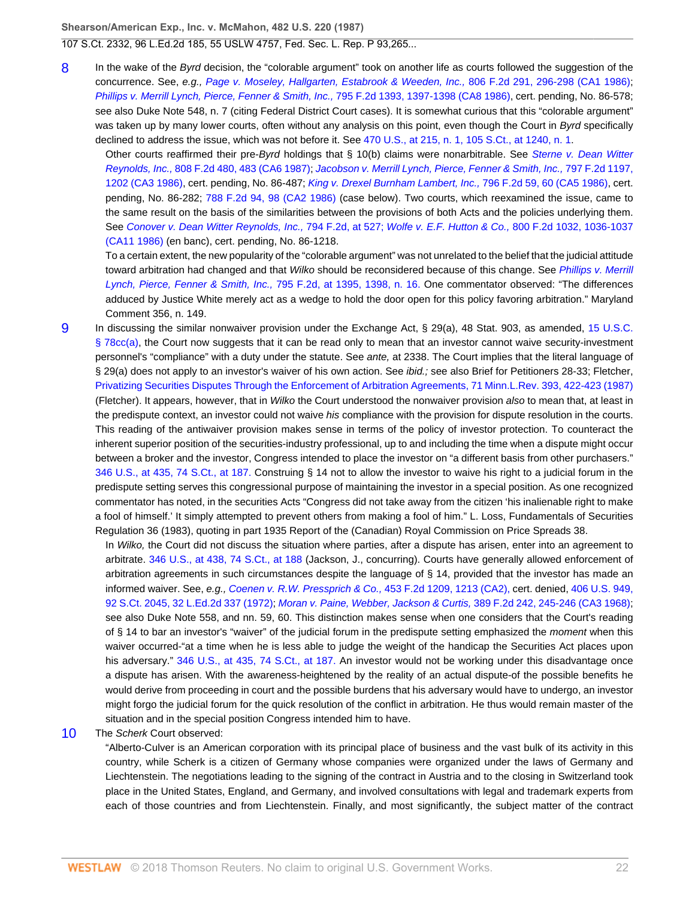8 In the wake of the *Byrd* decision, the "colorable argument" took on another life as courts followed the suggestion of the concurrence. See, *e.g., Page v. Moseley, Hallgarten, Estabrook & Weeden, Inc.,* 806 F.2d 291, 296-298 (CA1 1986); *Phillips v. Merrill Lynch, Pierce, Fenner & Smith, Inc.,* 795 F.2d 1393, 1397-1398 (CA8 1986), cert. pending, No. 86-578; see also Duke Note 548, n. 7 (citing Federal District Court cases). It is somewhat curious that this "colorable argument" was taken up by many lower courts, often without any analysis on this point, even though the Court in *Byrd* specifically declined to address the issue, which was not before it. See 470 U.S., at 215, n. 1, 105 S.Ct., at 1240, n. 1.

Other courts reaffirmed their pre-*Byrd* holdings that § 10(b) claims were nonarbitrable. See *Sterne v. Dean Witter Reynolds, Inc.,* 808 F.2d 480, 483 (CA6 1987); *Jacobson v. Merrill Lynch, Pierce, Fenner & Smith, Inc.,* 797 F.2d 1197, 1202 (CA3 1986), cert. pending, No. 86-487; *King v. Drexel Burnham Lambert, Inc.,* 796 F.2d 59, 60 (CA5 1986), cert. pending, No. 86-282; 788 F.2d 94, 98 (CA2 1986) (case below). Two courts, which reexamined the issue, came to the same result on the basis of the similarities between the provisions of both Acts and the policies underlying them. See *Conover v. Dean Witter Reynolds, Inc.,* 794 F.2d, at 527; *Wolfe v. E.F. Hutton & Co.,* 800 F.2d 1032, 1036-1037 (CA11 1986) (en banc), cert. pending, No. 86-1218.

To a certain extent, the new popularity of the "colorable argument" was not unrelated to the belief that the judicial attitude toward arbitration had changed and that *Wilko* should be reconsidered because of this change. See *Phillips v. Merrill Lynch, Pierce, Fenner & Smith, Inc.,* 795 F.2d, at 1395, 1398, n. 16. One commentator observed: "The differences adduced by Justice White merely act as a wedge to hold the door open for this policy favoring arbitration." Maryland Comment 356, n. 149.

9 In discussing the similar nonwaiver provision under the Exchange Act, § 29(a), 48 Stat. 903, as amended, 15 U.S.C. § 78cc(a), the Court now suggests that it can be read only to mean that an investor cannot waive security-investment personnel's "compliance" with a duty under the statute. See *ante,* at 2338. The Court implies that the literal language of § 29(a) does not apply to an investor's waiver of his own action. See *ibid.;* see also Brief for Petitioners 28-33; Fletcher, Privatizing Securities Disputes Through the Enforcement of Arbitration Agreements, 71 Minn.L.Rev. 393, 422-423 (1987) (Fletcher). It appears, however, that in *Wilko* the Court understood the nonwaiver provision *also* to mean that, at least in the predispute context, an investor could not waive *his* compliance with the provision for dispute resolution in the courts. This reading of the antiwaiver provision makes sense in terms of the policy of investor protection. To counteract the inherent superior position of the securities-industry professional, up to and including the time when a dispute might occur between a broker and the investor, Congress intended to place the investor on "a different basis from other purchasers." 346 U.S., at 435, 74 S.Ct., at 187. Construing § 14 not to allow the investor to waive his right to a judicial forum in the predispute setting serves this congressional purpose of maintaining the investor in a special position. As one recognized commentator has noted, in the securities Acts "Congress did not take away from the citizen 'his inalienable right to make a fool of himself.' It simply attempted to prevent others from making a fool of him." L. Loss, Fundamentals of Securities Regulation 36 (1983), quoting in part 1935 Report of the (Canadian) Royal Commission on Price Spreads 38.

In *Wilko,* the Court did not discuss the situation where parties, after a dispute has arisen, enter into an agreement to arbitrate. 346 U.S., at 438, 74 S.Ct., at 188 (Jackson, J., concurring). Courts have generally allowed enforcement of arbitration agreements in such circumstances despite the language of § 14, provided that the investor has made an informed waiver. See, *e.g., Coenen v. R.W. Pressprich & Co.,* 453 F.2d 1209, 1213 (CA2), cert. denied, 406 U.S. 949, 92 S.Ct. 2045, 32 L.Ed.2d 337 (1972); *Moran v. Paine, Webber, Jackson & Curtis,* 389 F.2d 242, 245-246 (CA3 1968); see also Duke Note 558, and nn. 59, 60. This distinction makes sense when one considers that the Court's reading of § 14 to bar an investor's "waiver" of the judicial forum in the predispute setting emphasized the *moment* when this waiver occurred-"at a time when he is less able to judge the weight of the handicap the Securities Act places upon his adversary." 346 U.S., at 435, 74 S.Ct., at 187. An investor would not be working under this disadvantage once a dispute has arisen. With the awareness-heightened by the reality of an actual dispute-of the possible benefits he would derive from proceeding in court and the possible burdens that his adversary would have to undergo, an investor might forgo the judicial forum for the quick resolution of the conflict in arbitration. He thus would remain master of the situation and in the special position Congress intended him to have.

10 The *Scherk* Court observed:

"Alberto-Culver is an American corporation with its principal place of business and the vast bulk of its activity in this country, while Scherk is a citizen of Germany whose companies were organized under the laws of Germany and Liechtenstein. The negotiations leading to the signing of the contract in Austria and to the closing in Switzerland took place in the United States, England, and Germany, and involved consultations with legal and trademark experts from each of those countries and from Liechtenstein. Finally, and most significantly, the subject matter of the contract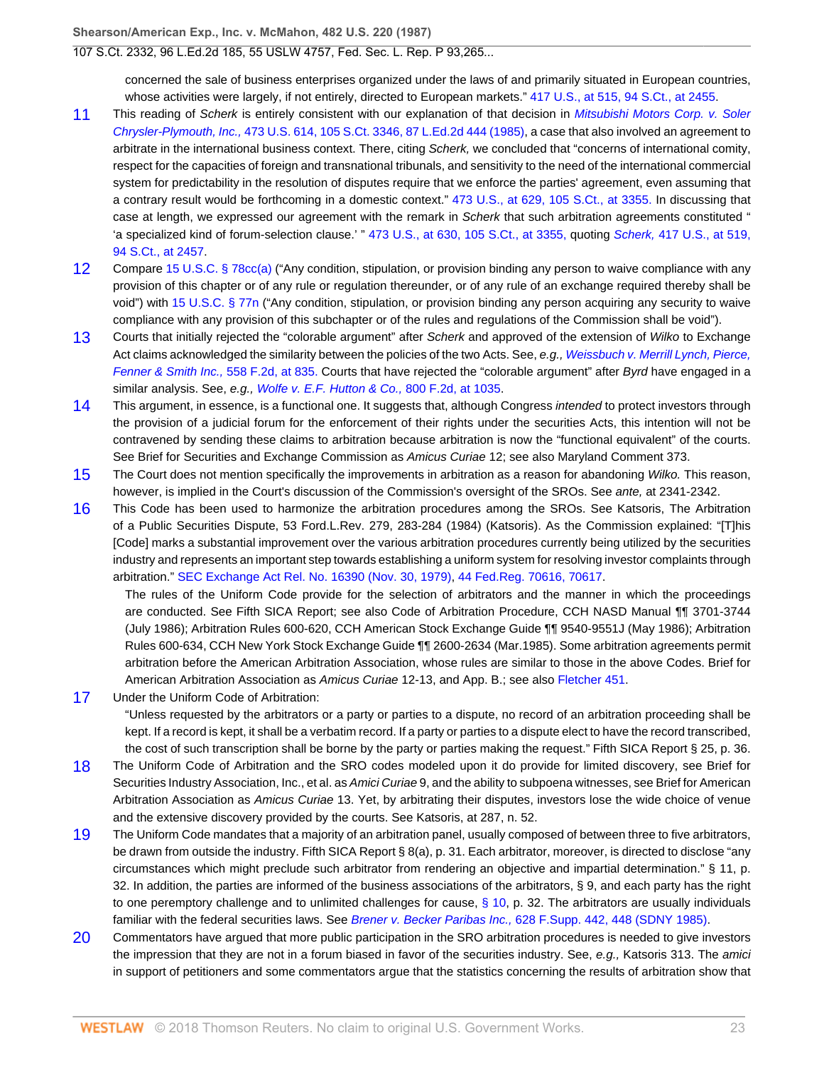concerned the sale of business enterprises organized under the laws of and primarily situated in European countries, whose activities were largely, if not entirely, directed to European markets." 417 U.S., at 515, 94 S.Ct., at 2455.

11 This reading of *Scherk* is entirely consistent with our explanation of that decision in *Mitsubishi Motors Corp. v. Soler Chrysler-Plymouth, Inc.,* 473 U.S. 614, 105 S.Ct. 3346, 87 L.Ed.2d 444 (1985), a case that also involved an agreement to arbitrate in the international business context. There, citing *Scherk,* we concluded that "concerns of international comity, respect for the capacities of foreign and transnational tribunals, and sensitivity to the need of the international commercial system for predictability in the resolution of disputes require that we enforce the parties' agreement, even assuming that a contrary result would be forthcoming in a domestic context." 473 U.S., at 629, 105 S.Ct., at 3355. In discussing that case at length, we expressed our agreement with the remark in *Scherk* that such arbitration agreements constituted " 'a specialized kind of forum-selection clause.' " 473 U.S., at 630, 105 S.Ct., at 3355, quoting *Scherk,* 417 U.S., at 519, 94 S.Ct., at 2457.

12 Compare 15 U.S.C. § 78cc(a) ("Any condition, stipulation, or provision binding any person to waive compliance with any provision of this chapter or of any rule or regulation thereunder, or of any rule of an exchange required thereby shall be void") with 15 U.S.C. § 77n ("Any condition, stipulation, or provision binding any person acquiring any security to waive compliance with any provision of this subchapter or of the rules and regulations of the Commission shall be void").

13 Courts that initially rejected the "colorable argument" after *Scherk* and approved of the extension of *Wilko* to Exchange Act claims acknowledged the similarity between the policies of the two Acts. See, *e.g., Weissbuch v. Merrill Lynch, Pierce, Fenner & Smith Inc.,* 558 F.2d, at 835. Courts that have rejected the "colorable argument" after *Byrd* have engaged in a similar analysis. See, *e.g., Wolfe v. E.F. Hutton & Co.,* 800 F.2d, at 1035.

14 This argument, in essence, is a functional one. It suggests that, although Congress *intended* to protect investors through the provision of a judicial forum for the enforcement of their rights under the securities Acts, this intention will not be contravened by sending these claims to arbitration because arbitration is now the "functional equivalent" of the courts. See Brief for Securities and Exchange Commission as *Amicus Curiae* 12; see also Maryland Comment 373.

15 The Court does not mention specifically the improvements in arbitration as a reason for abandoning *Wilko.* This reason, however, is implied in the Court's discussion of the Commission's oversight of the SROs. See *ante,* at 2341-2342.

16 This Code has been used to harmonize the arbitration procedures among the SROs. See Katsoris, The Arbitration of a Public Securities Dispute, 53 Ford.L.Rev. 279, 283-284 (1984) (Katsoris). As the Commission explained: "[T]his [Code] marks a substantial improvement over the various arbitration procedures currently being utilized by the securities industry and represents an important step towards establishing a uniform system for resolving investor complaints through arbitration." SEC Exchange Act Rel. No. 16390 (Nov. 30, 1979), 44 Fed.Reg. 70616, 70617.

The rules of the Uniform Code provide for the selection of arbitrators and the manner in which the proceedings are conducted. See Fifth SICA Report; see also Code of Arbitration Procedure, CCH NASD Manual ¶¶ 3701-3744 (July 1986); Arbitration Rules 600-620, CCH American Stock Exchange Guide ¶¶ 9540-9551J (May 1986); Arbitration Rules 600-634, CCH New York Stock Exchange Guide ¶¶ 2600-2634 (Mar.1985). Some arbitration agreements permit arbitration before the American Arbitration Association, whose rules are similar to those in the above Codes. Brief for American Arbitration Association as *Amicus Curiae* 12-13, and App. B.; see also Fletcher 451.

17 Under the Uniform Code of Arbitration:

"Unless requested by the arbitrators or a party or parties to a dispute, no record of an arbitration proceeding shall be kept. If a record is kept, it shall be a verbatim record. If a party or parties to a dispute elect to have the record transcribed, the cost of such transcription shall be borne by the party or parties making the request." Fifth SICA Report § 25, p. 36.

18 The Uniform Code of Arbitration and the SRO codes modeled upon it do provide for limited discovery, see Brief for Securities Industry Association, Inc., et al. as *Amici Curiae* 9, and the ability to subpoena witnesses, see Brief for American Arbitration Association as *Amicus Curiae* 13. Yet, by arbitrating their disputes, investors lose the wide choice of venue and the extensive discovery provided by the courts. See Katsoris, at 287, n. 52.

19 The Uniform Code mandates that a majority of an arbitration panel, usually composed of between three to five arbitrators, be drawn from outside the industry. Fifth SICA Report § 8(a), p. 31. Each arbitrator, moreover, is directed to disclose "any circumstances which might preclude such arbitrator from rendering an objective and impartial determination." § 11, p. 32. In addition, the parties are informed of the business associations of the arbitrators, § 9, and each party has the right to one peremptory challenge and to unlimited challenges for cause, § 10, p. 32. The arbitrators are usually individuals familiar with the federal securities laws. See *Brener v. Becker Paribas Inc.,* 628 F.Supp. 442, 448 (SDNY 1985).

20 Commentators have argued that more public participation in the SRO arbitration procedures is needed to give investors the impression that they are not in a forum biased in favor of the securities industry. See, *e.g.,* Katsoris 313. The *amici* in support of petitioners and some commentators argue that the statistics concerning the results of arbitration show that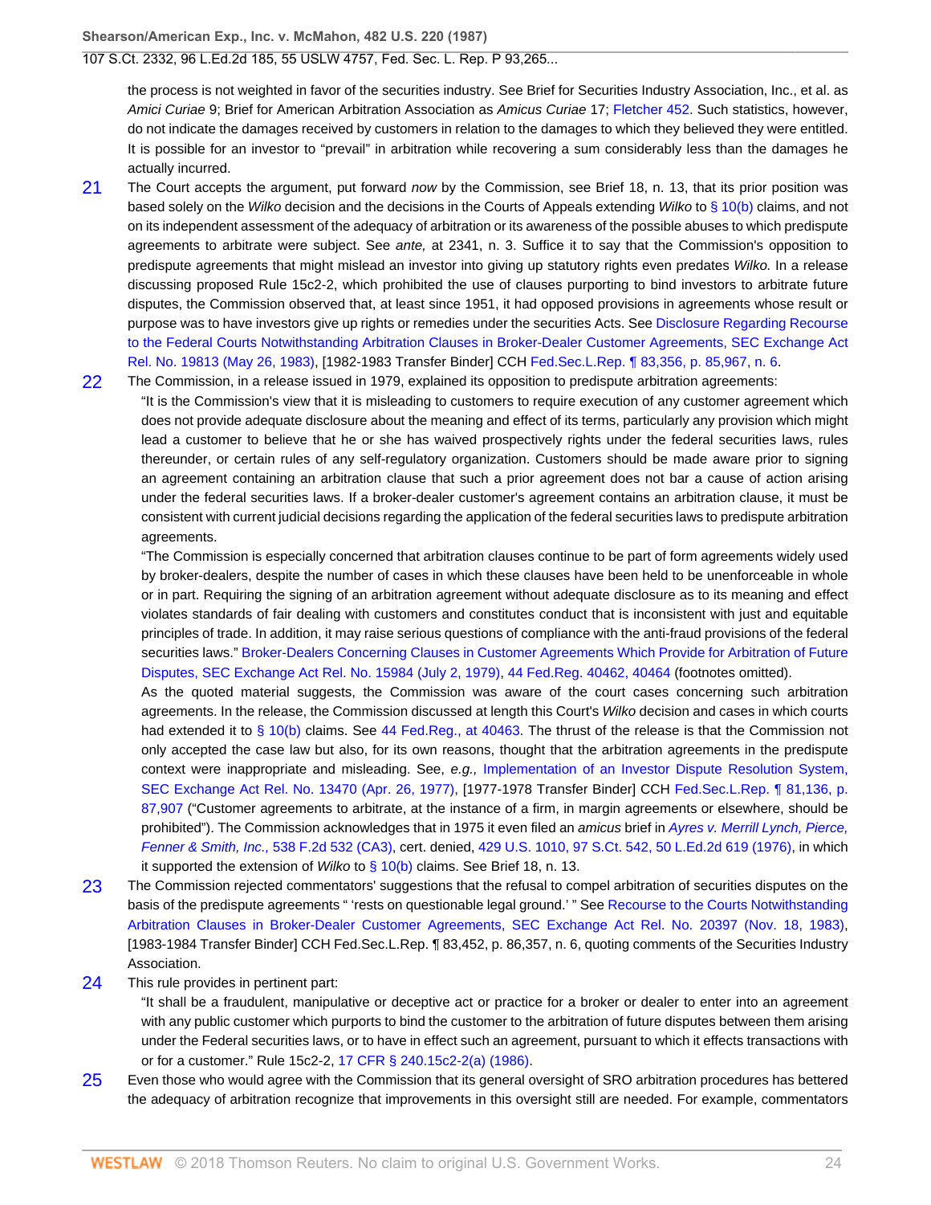the process is not weighted in favor of the securities industry. See Brief for Securities Industry Association, Inc., et al. as *Amici Curiae* 9; Brief for American Arbitration Association as *Amicus Curiae* 17; Fletcher 452. Such statistics, however, do not indicate the damages received by customers in relation to the damages to which they believed they were entitled. It is possible for an investor to "prevail" in arbitration while recovering a sum considerably less than the damages he actually incurred.

21 The Court accepts the argument, put forward *now* by the Commission, see Brief 18, n. 13, that its prior position was based solely on the *Wilko* decision and the decisions in the Courts of Appeals extending *Wilko* to § 10(b) claims, and not on its independent assessment of the adequacy of arbitration or its awareness of the possible abuses to which predispute agreements to arbitrate were subject. See *ante,* at 2341, n. 3. Suffice it to say that the Commission's opposition to predispute agreements that might mislead an investor into giving up statutory rights even predates *Wilko.* In a release discussing proposed Rule 15c2-2, which prohibited the use of clauses purporting to bind investors to arbitrate future disputes, the Commission observed that, at least since 1951, it had opposed provisions in agreements whose result or purpose was to have investors give up rights or remedies under the securities Acts. See Disclosure Regarding Recourse to the Federal Courts Notwithstanding Arbitration Clauses in Broker-Dealer Customer Agreements, SEC Exchange Act Rel. No. 19813 (May 26, 1983), [1982-1983 Transfer Binder] CCH Fed.Sec.L.Rep. ¶ 83,356, p. 85,967, n. 6.

22 The Commission, in a release issued in 1979, explained its opposition to predispute arbitration agreements:

"It is the Commission's view that it is misleading to customers to require execution of any customer agreement which does not provide adequate disclosure about the meaning and effect of its terms, particularly any provision which might lead a customer to believe that he or she has waived prospectively rights under the federal securities laws, rules thereunder, or certain rules of any self-regulatory organization. Customers should be made aware prior to signing an agreement containing an arbitration clause that such a prior agreement does not bar a cause of action arising under the federal securities laws. If a broker-dealer customer's agreement contains an arbitration clause, it must be consistent with current judicial decisions regarding the application of the federal securities laws to predispute arbitration agreements.

"The Commission is especially concerned that arbitration clauses continue to be part of form agreements widely used by broker-dealers, despite the number of cases in which these clauses have been held to be unenforceable in whole or in part. Requiring the signing of an arbitration agreement without adequate disclosure as to its meaning and effect violates standards of fair dealing with customers and constitutes conduct that is inconsistent with just and equitable principles of trade. In addition, it may raise serious questions of compliance with the anti-fraud provisions of the federal securities laws." Broker-Dealers Concerning Clauses in Customer Agreements Which Provide for Arbitration of Future Disputes, SEC Exchange Act Rel. No. 15984 (July 2, 1979), 44 Fed.Reg. 40462, 40464 (footnotes omitted).

As the quoted material suggests, the Commission was aware of the court cases concerning such arbitration agreements. In the release, the Commission discussed at length this Court's *Wilko* decision and cases in which courts had extended it to § 10(b) claims. See 44 Fed.Reg., at 40463. The thrust of the release is that the Commission not only accepted the case law but also, for its own reasons, thought that the arbitration agreements in the predispute context were inappropriate and misleading. See, *e.g.,* Implementation of an Investor Dispute Resolution System, SEC Exchange Act Rel. No. 13470 (Apr. 26, 1977), [1977-1978 Transfer Binder] CCH Fed.Sec.L.Rep. ¶ 81,136, p. 87,907 ("Customer agreements to arbitrate, at the instance of a firm, in margin agreements or elsewhere, should be prohibited"). The Commission acknowledges that in 1975 it even filed an *amicus* brief in *Ayres v. Merrill Lynch, Pierce, Fenner & Smith, Inc.,* 538 F.2d 532 (CA3), cert. denied, 429 U.S. 1010, 97 S.Ct. 542, 50 L.Ed.2d 619 (1976), in which it supported the extension of *Wilko* to § 10(b) claims. See Brief 18, n. 13.

23 The Commission rejected commentators' suggestions that the refusal to compel arbitration of securities disputes on the basis of the predispute agreements " 'rests on questionable legal ground.' " See Recourse to the Courts Notwithstanding Arbitration Clauses in Broker-Dealer Customer Agreements, SEC Exchange Act Rel. No. 20397 (Nov. 18, 1983), [1983-1984 Transfer Binder] CCH Fed.Sec.L.Rep. ¶ 83,452, p. 86,357, n. 6, quoting comments of the Securities Industry Association.

24 This rule provides in pertinent part:

"It shall be a fraudulent, manipulative or deceptive act or practice for a broker or dealer to enter into an agreement with any public customer which purports to bind the customer to the arbitration of future disputes between them arising under the Federal securities laws, or to have in effect such an agreement, pursuant to which it effects transactions with or for a customer." Rule 15c2-2, 17 CFR § 240.15c2-2(a) (1986).

25 Even those who would agree with the Commission that its general oversight of SRO arbitration procedures has bettered the adequacy of arbitration recognize that improvements in this oversight still are needed. For example, commentators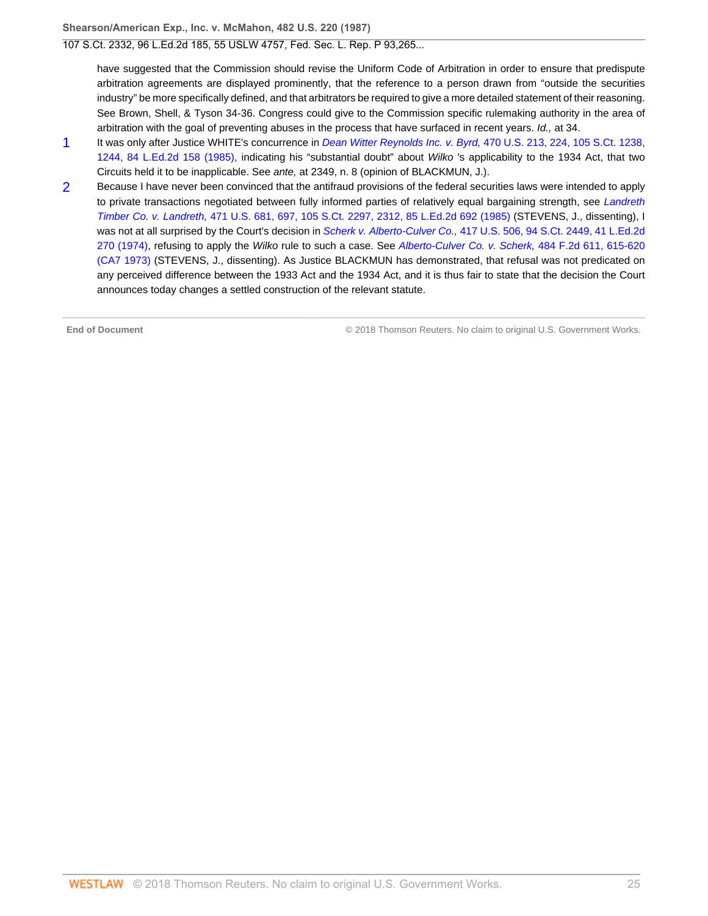have suggested that the Commission should revise the Uniform Code of Arbitration in order to ensure that predispute arbitration agreements are displayed prominently, that the reference to a person drawn from "outside the securities industry" be more specifically defined, and that arbitrators be required to give a more detailed statement of their reasoning. See Brown, Shell, & Tyson 34-36. Congress could give to the Commission specific rulemaking authority in the area of arbitration with the goal of preventing abuses in the process that have surfaced in recent years. *Id.,* at 34.

1 It was only after Justice WHITE's concurrence in *Dean Witter Reynolds Inc. v. Byrd,* 470 U.S. 213, 224, 105 S.Ct. 1238, 1244, 84 L.Ed.2d 158 (1985), indicating his "substantial doubt" about *Wilko* 's applicability to the 1934 Act, that two Circuits held it to be inapplicable. See *ante,* at 2349, n. 8 (opinion of BLACKMUN, J.).

2 Because I have never been convinced that the antifraud provisions of the federal securities laws were intended to apply to private transactions negotiated between fully informed parties of relatively equal bargaining strength, see *Landreth Timber Co. v. Landreth,* 471 U.S. 681, 697, 105 S.Ct. 2297, 2312, 85 L.Ed.2d 692 (1985) (STEVENS, J., dissenting), I was not at all surprised by the Court's decision in *Scherk v. Alberto-Culver Co.,* 417 U.S. 506, 94 S.Ct. 2449, 41 L.Ed.2d 270 (1974), refusing to apply the *Wilko* rule to such a case. See *Alberto-Culver Co. v. Scherk,* 484 F.2d 611, 615-620 (CA7 1973) (STEVENS, J., dissenting). As Justice BLACKMUN has demonstrated, that refusal was not predicated on any perceived difference between the 1933 Act and the 1934 Act, and it is thus fair to state that the decision the Court announces today changes a settled construction of the relevant statute.

**End of Document**